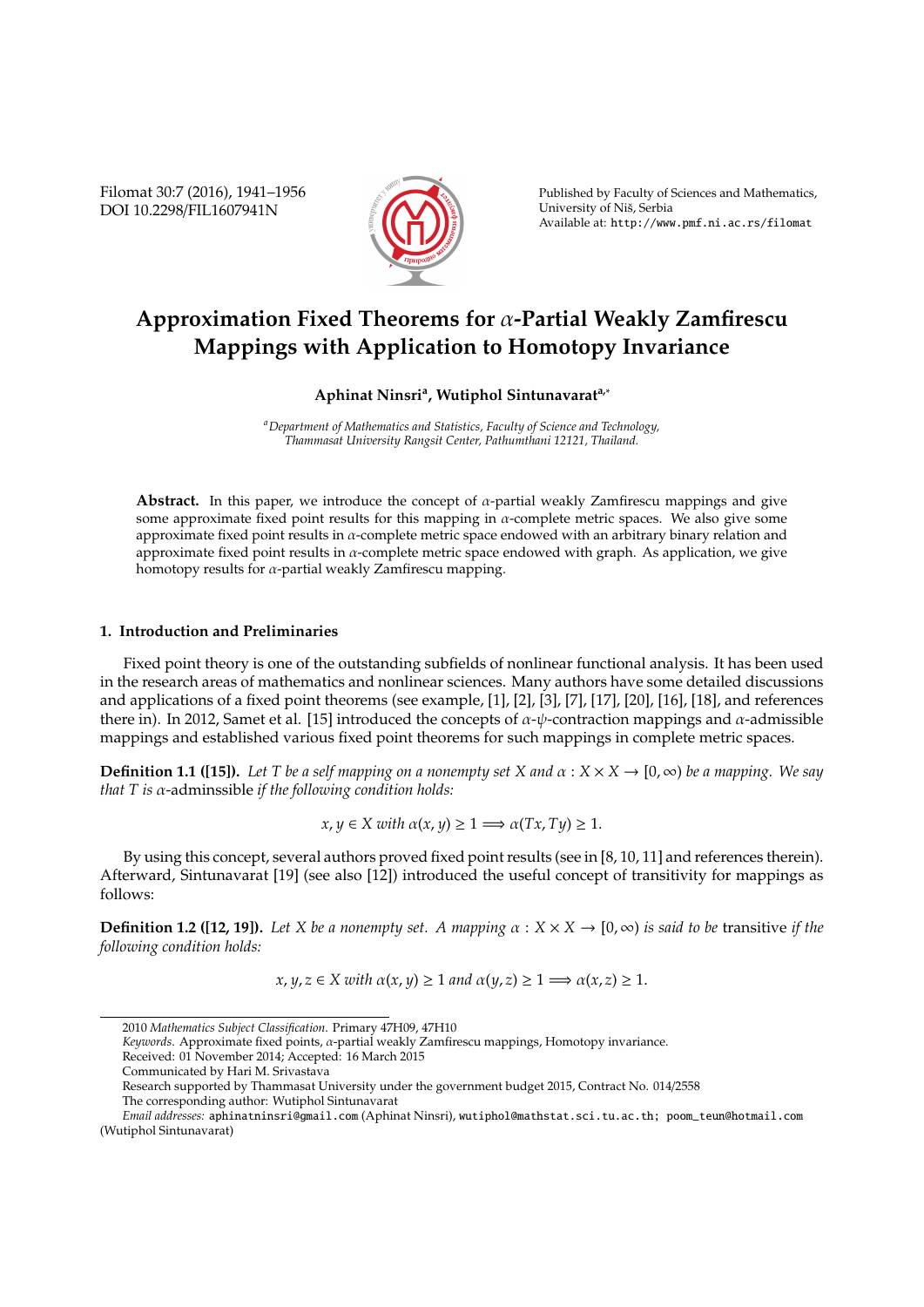# Approximation Fixed Theorems for $\alpha$-Partial Weakly Zamfirescu Mappings with Application to Homotopy Invariance

**Aphinat Ninsri[a], Wutiphol Sintunavarat[a,*]**

[a] *Department of Mathematics and Statistics, Faculty of Science and Technology, Thammasat University Rangsit Center, Pathumthani 12121, Thailand.*

**Abstract.** In this paper, we introduce the concept of $\alpha$-partial weakly Zamfirescu mappings and give some approximate fixed point results for this mapping in $\alpha$-complete metric spaces. We also give some approximate fixed point results in $\alpha$-complete metric space endowed with an arbitrary binary relation and approximate fixed point results in $\alpha$-complete metric space endowed with graph. As application, we give homotopy results for $\alpha$-partial weakly Zamfirescu mapping.

## 1. Introduction and Preliminaries

Fixed point theory is one of the outstanding subfields of nonlinear functional analysis. It has been used in the research areas of mathematics and nonlinear sciences. Many authors have some detailed discussions and applications of a fixed point theorems (see example, [1], [2], [3], [7], [17], [20], [16], [18], and references there in). In 2012, Samet et al. [15] introduced the concepts of $\alpha$-$\psi$-contraction mappings and $\alpha$-admissible mappings and established various fixed point theorems for such mappings in complete metric spaces.

**Definition 1.1 ([15]).** *Let $T$ be a self mapping on a nonempty set $X$ and $\alpha : X \times X \to [0, \infty)$ be a mapping. We say that $T$ is* $\alpha$-adminssible *if the following condition holds:*

$$x, y \in X \text{ with } \alpha(x, y) \geq 1 \Longrightarrow \alpha(Tx, Ty) \geq 1.$$

By using this concept, several authors proved fixed point results (see in [8, 10, 11] and references therein). Afterward, Sintunavarat [19] (see also [12]) introduced the useful concept of transitivity for mappings as follows:

**Definition 1.2 ([12, 19]).** *Let $X$ be a nonempty set. A mapping $\alpha : X \times X \to [0, \infty)$ is said to be* transitive *if the following condition holds:*

$$x, y, z \in X \text{ with } \alpha(x, y) \geq 1 \text{ and } \alpha(y, z) \geq 1 \Longrightarrow \alpha(x, z) \geq 1.$$

2010 *Mathematics Subject Classification*. Primary 47H09, 47H10

*Keywords*. Approximate fixed points, $\alpha$-partial weakly Zamfirescu mappings, Homotopy invariance.

Received: 01 November 2014; Accepted: 16 March 2015

Communicated by Hari M. Srivastava

Research supported by Thammasat University under the government budget 2015, Contract No. 014/2558

The corresponding author: Wutiphol Sintunavarat

*Email addresses:* aphinatninsri@gmail.com (Aphinat Ninsri), wutiphol@mathstat.sci.tu.ac.th; poom_teun@hotmail.com (Wutiphol Sintunavarat)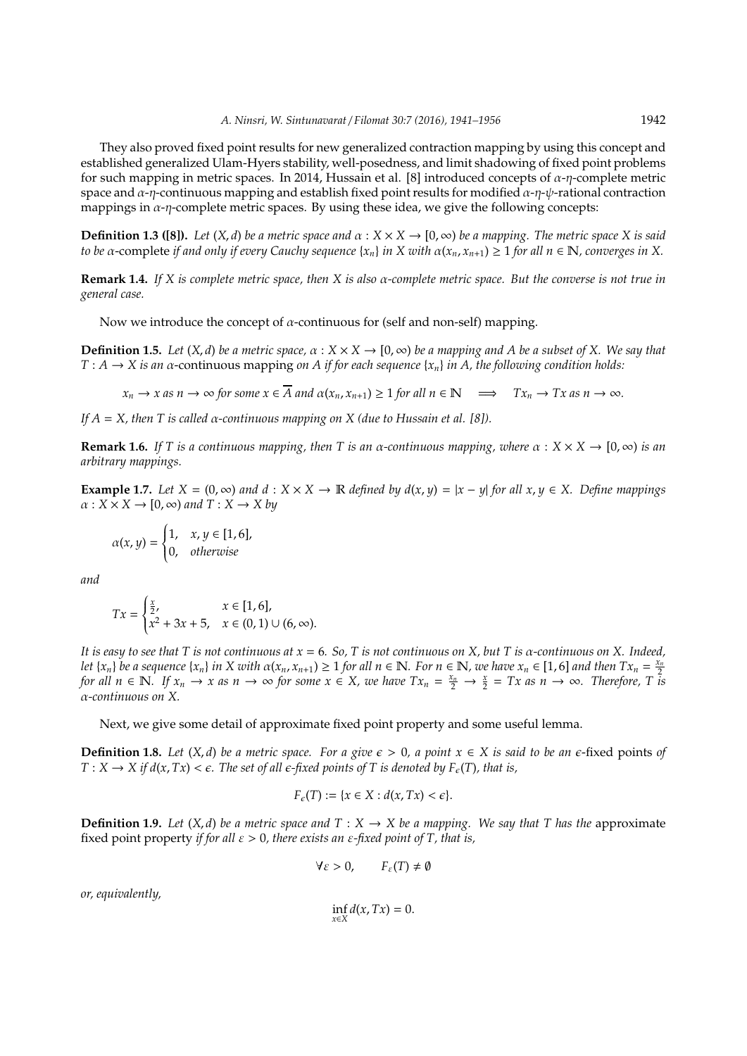They also proved fixed point results for new generalized contraction mapping by using this concept and established generalized Ulam-Hyers stability, well-posedness, and limit shadowing of fixed point problems for such mapping in metric spaces. In 2014, Hussain et al. [8] introduced concepts of $\alpha$-$\eta$-complete metric space and $\alpha$-$\eta$-continuous mapping and establish fixed point results for modified $\alpha$-$\eta$-$\psi$-rational contraction mappings in $\alpha$-$\eta$-complete metric spaces. By using these idea, we give the following concepts:

**Definition 1.3 ([8]).** *Let $(X, d)$ be a metric space and $\alpha : X \times X \to [0, \infty)$ be a mapping. The metric space $X$ is said to be $\alpha$-*complete *if and only if every Cauchy sequence $\{x_n\}$ in $X$ with $\alpha(x_n, x_{n+1}) \geq 1$ for all $n \in \mathbb{N}$, converges in $X$.*

**Remark 1.4.** *If $X$ is complete metric space, then $X$ is also $\alpha$-complete metric space. But the converse is not true in general case.*

Now we introduce the concept of $\alpha$-continuous for (self and non-self) mapping.

**Definition 1.5.** *Let $(X, d)$ be a metric space, $\alpha : X \times X \to [0, \infty)$ be a mapping and $A$ be a subset of $X$. We say that $T : A \to X$ is an $\alpha$-*continuous mapping *on $A$ if for each sequence $\{x_n\}$ in $A$, the following condition holds:*

$$x_n \to x \text{ as } n \to \infty \text{ for some } x \in \overline{A} \text{ and } \alpha(x_n, x_{n+1}) \geq 1 \text{ for all } n \in \mathbb{N} \implies Tx_n \to Tx \text{ as } n \to \infty.$$

*If $A = X$, then $T$ is called $\alpha$-continuous mapping on $X$ (due to Hussain et al. [8]).*

**Remark 1.6.** *If $T$ is a continuous mapping, then $T$ is an $\alpha$-continuous mapping, where $\alpha : X \times X \to [0, \infty)$ is an arbitrary mappings.*

**Example 1.7.** *Let $X = (0, \infty)$ and $d : X \times X \to \mathbb{R}$ defined by $d(x, y) = |x - y|$ for all $x, y \in X$. Define mappings $\alpha : X \times X \to [0, \infty)$ and $T : X \to X$ by*

$$\alpha(x, y) = \begin{cases} 1, & x, y \in [1, 6], \\ 0, & \textit{otherwise} \end{cases}$$

*and*

$$Tx = \begin{cases} \frac{x}{2}, & x \in [1, 6], \\ x^2 + 3x + 5, & x \in (0, 1) \cup (6, \infty). \end{cases}$$

*It is easy to see that $T$ is not continuous at $x = 6$. So, $T$ is not continuous on $X$, but $T$ is $\alpha$-continuous on $X$. Indeed, let $\{x_n\}$ be a sequence $\{x_n\}$ in $X$ with $\alpha(x_n, x_{n+1}) \geq 1$ for all $n \in \mathbb{N}$. For $n \in \mathbb{N}$, we have $x_n \in [1, 6]$ and then $Tx_n = \frac{x_n}{2}$ for all $n \in \mathbb{N}$. If $x_n \to x$ as $n \to \infty$ for some $x \in X$, we have $Tx_n = \frac{x_n}{2} \to \frac{x}{2} = Tx$ as $n \to \infty$. Therefore, $T$ is $\alpha$-continuous on $X$.*

Next, we give some detail of approximate fixed point property and some useful lemma.

**Definition 1.8.** *Let $(X, d)$ be a metric space. For a give $\epsilon > 0$, a point $x \in X$ is said to be an $\epsilon$-*fixed points *of $T : X \to X$ if $d(x, Tx) < \epsilon$. The set of all $\epsilon$-fixed points of $T$ is denoted by $F_\epsilon(T)$, that is,*

$$F_\epsilon(T) := \{x \in X : d(x, Tx) < \epsilon\}.$$

**Definition 1.9.** *Let $(X, d)$ be a metric space and $T : X \to X$ be a mapping. We say that $T$ has the* approximate fixed point property *if for all $\varepsilon > 0$, there exists an $\varepsilon$-fixed point of $T$, that is,*

$$\forall \varepsilon > 0, \qquad F_\varepsilon(T) \neq \emptyset$$

*or, equivalently,*

$$\inf_{x \in X} d(x, Tx) = 0.$$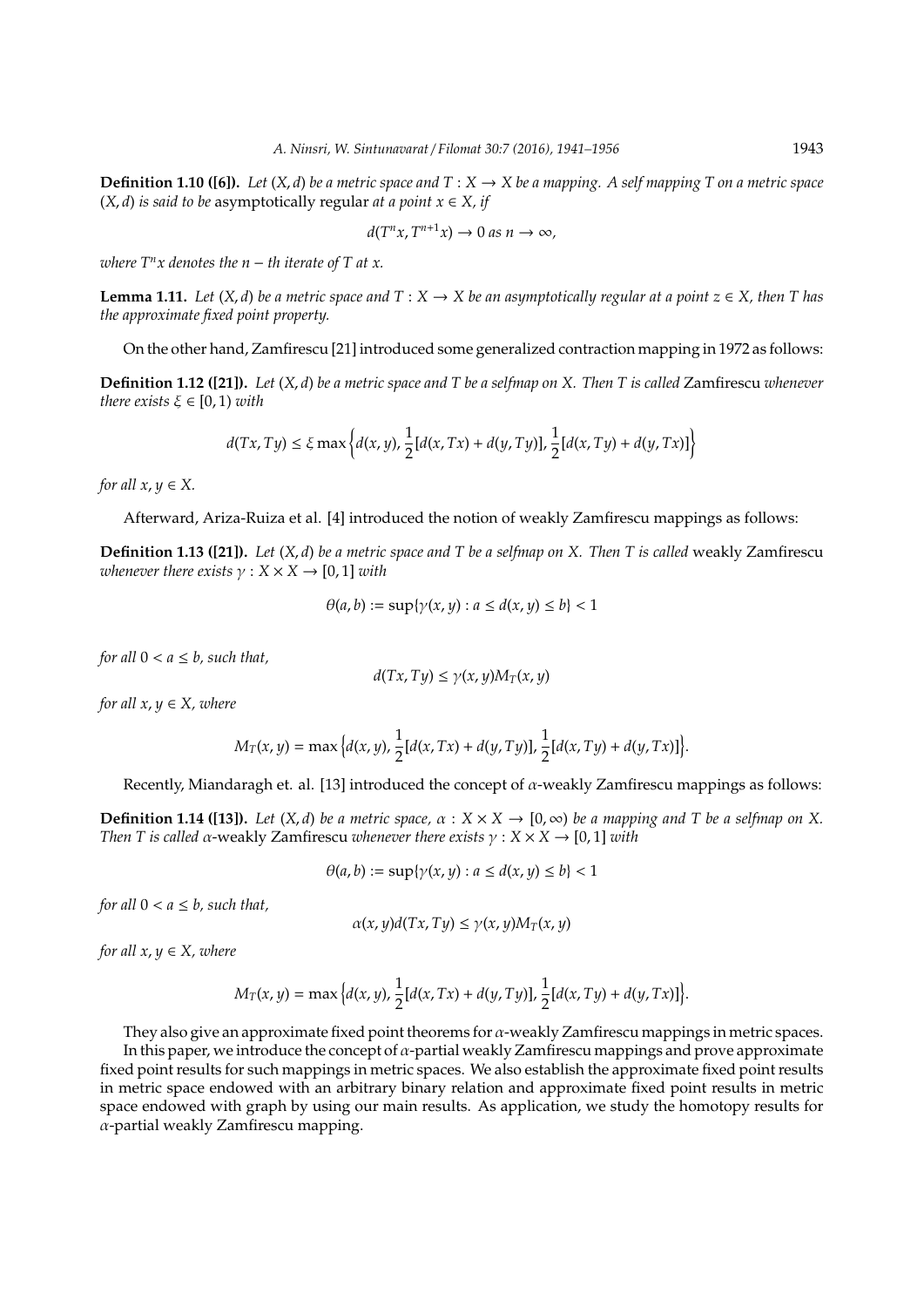**Definition 1.10 ([6]).** *Let $(X, d)$ be a metric space and $T : X \to X$ be a mapping. A self mapping $T$ on a metric space $(X, d)$ is said to be* asymptotically regular *at a point $x \in X$, if*

$$d(T^n x, T^{n+1} x) \to 0 \text{ as } n \to \infty,$$

*where $T^n x$ denotes the $n-th$ iterate of $T$ at $x$.*

**Lemma 1.11.** *Let $(X, d)$ be a metric space and $T : X \to X$ be an asymptotically regular at a point $z \in X$, then $T$ has the approximate fixed point property.*

On the other hand, Zamfirescu [21] introduced some generalized contraction mapping in 1972 as follows:

**Definition 1.12 ([21]).** *Let $(X, d)$ be a metric space and $T$ be a selfmap on $X$. Then $T$ is called* Zamfirescu *whenever there exists $\xi \in [0, 1)$ with*

$$d(Tx, Ty) \leq \xi \max\left\{d(x, y), \frac{1}{2}[d(x, Tx) + d(y, Ty)], \frac{1}{2}[d(x, Ty) + d(y, Tx)]\right\}$$

*for all $x, y \in X$.*

Afterward, Ariza-Ruiza et al. [4] introduced the notion of weakly Zamfirescu mappings as follows:

**Definition 1.13 ([21]).** *Let $(X, d)$ be a metric space and $T$ be a selfmap on $X$. Then $T$ is called* weakly Zamfirescu *whenever there exists $\gamma : X \times X \to [0, 1]$ with*

$$\theta(a, b) := \sup\{\gamma(x, y) : a \leq d(x, y) \leq b\} < 1$$

*for all $0 < a \leq b$, such that,*

$$d(Tx, Ty) \leq \gamma(x, y) M_T(x, y)$$

*for all $x, y \in X$, where*

$$M_T(x, y) = \max\left\{d(x, y), \frac{1}{2}[d(x, Tx) + d(y, Ty)], \frac{1}{2}[d(x, Ty) + d(y, Tx)]\right\}.$$

Recently, Miandaragh et. al. [13] introduced the concept of $\alpha$-weakly Zamfirescu mappings as follows:

**Definition 1.14 ([13]).** *Let $(X, d)$ be a metric space, $\alpha : X \times X \to [0, \infty)$ be a mapping and $T$ be a selfmap on $X$. Then $T$ is called $\alpha$-*weakly Zamfirescu *whenever there exists $\gamma : X \times X \to [0, 1]$ with*

$$\theta(a, b) := \sup\{\gamma(x, y) : a \leq d(x, y) \leq b\} < 1$$

*for all $0 < a \leq b$, such that,*

$$\alpha(x, y) d(Tx, Ty) \leq \gamma(x, y) M_T(x, y)$$

*for all $x, y \in X$, where*

$$M_T(x, y) = \max\left\{d(x, y), \frac{1}{2}[d(x, Tx) + d(y, Ty)], \frac{1}{2}[d(x, Ty) + d(y, Tx)]\right\}.$$

They also give an approximate fixed point theorems for $\alpha$-weakly Zamfirescu mappings in metric spaces.

In this paper, we introduce the concept of $\alpha$-partial weakly Zamfirescu mappings and prove approximate fixed point results for such mappings in metric spaces. We also establish the approximate fixed point results in metric space endowed with an arbitrary binary relation and approximate fixed point results in metric space endowed with graph by using our main results. As application, we study the homotopy results for $\alpha$-partial weakly Zamfirescu mapping.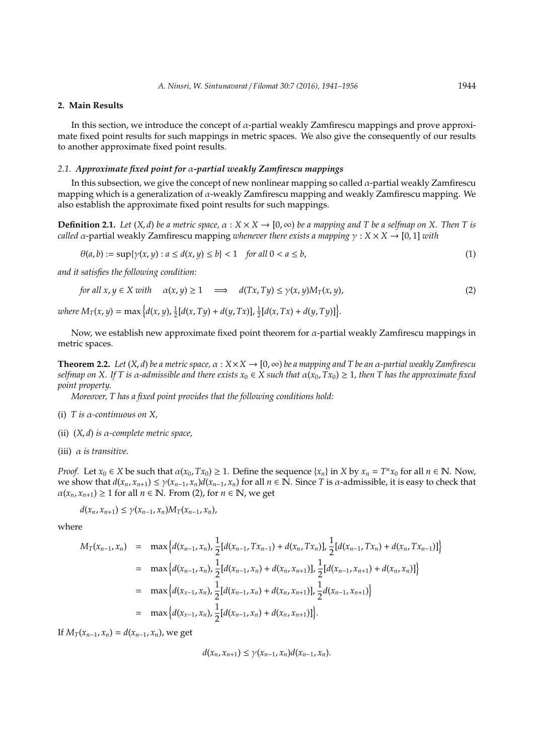## 2. Main Results

In this section, we introduce the concept of $\alpha$-partial weakly Zamfirescu mappings and prove approximate fixed point results for such mappings in metric spaces. We also give the consequently of our results to another approximate fixed point results.

### 2.1. *Approximate fixed point for $\alpha$-partial weakly Zamfirescu mappings*

In this subsection, we give the concept of new nonlinear mapping so called $\alpha$-partial weakly Zamfirescu mapping which is a generalization of $\alpha$-weakly Zamfirescu mapping and weakly Zamfirescu mapping. We also establish the approximate fixed point results for such mappings.

**Definition 2.1.** *Let $(X, d)$ be a metric space, $\alpha : X \times X \to [0, \infty)$ be a mapping and $T$ be a selfmap on $X$. Then $T$ is called* $\alpha$-partial weakly Zamfirescu mapping *whenever there exists a mapping $\gamma : X \times X \to [0, 1]$ with*

$$\theta(a, b) := \sup\{\gamma(x, y) : a \leq d(x, y) \leq b\} < 1 \quad \text{for all } 0 < a \leq b, \tag{1}$$

*and it satisfies the following condition:*

$$\text{for all } x, y \in X \text{ with } \quad \alpha(x, y) \geq 1 \quad \Longrightarrow \quad d(Tx, Ty) \leq \gamma(x, y)M_T(x, y), \tag{2}$$

*where* $M_T(x, y) = \max\left\{d(x, y), \frac{1}{2}[d(x, Ty) + d(y, Tx)], \frac{1}{2}[d(x, Tx) + d(y, Ty)]\right\}$.

Now, we establish new approximate fixed point theorem for $\alpha$-partial weakly Zamfirescu mappings in metric spaces.

**Theorem 2.2.** *Let $(X, d)$ be a metric space, $\alpha : X \times X \to [0, \infty)$ be a mapping and $T$ be an $\alpha$-partial weakly Zamfirescu selfmap on $X$. If $T$ is $\alpha$-admissible and there exists $x_0 \in X$ such that $\alpha(x_0, Tx_0) \geq 1$, then $T$ has the approximate fixed point property.*

*Moreover, $T$ has a fixed point provides that the following conditions hold:*

(i) *$T$ is $\alpha$-continuous on $X$,*

(ii) *$(X, d)$ is $\alpha$-complete metric space,*

(iii) *$\alpha$ is transitive.*

*Proof.* Let $x_0 \in X$ be such that $\alpha(x_0, Tx_0) \geq 1$. Define the sequence $\{x_n\}$ in $X$ by $x_n = T^n x_0$ for all $n \in \mathbb{N}$. Now, we show that $d(x_n, x_{n+1}) \leq \gamma(x_{n-1}, x_n)d(x_{n-1}, x_n)$ for all $n \in \mathbb{N}$. Since $T$ is $\alpha$-admissible, it is easy to check that $\alpha(x_n, x_{n+1}) \geq 1$ for all $n \in \mathbb{N}$. From (2), for $n \in \mathbb{N}$, we get

$$d(x_n, x_{n+1}) \leq \gamma(x_{n-1}, x_n)M_T(x_{n-1}, x_n),$$

where

$$\begin{aligned}
M_T(x_{n-1}, x_n) &= \max\left\{d(x_{n-1}, x_n), \frac{1}{2}[d(x_{n-1}, Tx_{n-1}) + d(x_n, Tx_n)], \frac{1}{2}[d(x_{n-1}, Tx_n) + d(x_n, Tx_{n-1})]\right\} \\
&= \max\left\{d(x_{n-1}, x_n), \frac{1}{2}[d(x_{n-1}, x_n) + d(x_n, x_{n+1})], \frac{1}{2}[d(x_{n-1}, x_{n+1}) + d(x_n, x_n)]\right\} \\
&= \max\left\{d(x_{x-1}, x_n), \frac{1}{2}[d(x_{n-1}, x_n) + d(x_n, x_{n+1})], \frac{1}{2}d(x_{n-1}, x_{n+1})\right\} \\
&= \max\left\{d(x_{x-1}, x_n), \frac{1}{2}[d(x_{n-1}, x_n) + d(x_n, x_{n+1})]\right\}.
\end{aligned}$$

If $M_T(x_{n-1}, x_n) = d(x_{n-1}, x_n)$, we get

$$d(x_n, x_{n+1}) \leq \gamma(x_{n-1}, x_n)d(x_{n-1}, x_n).$$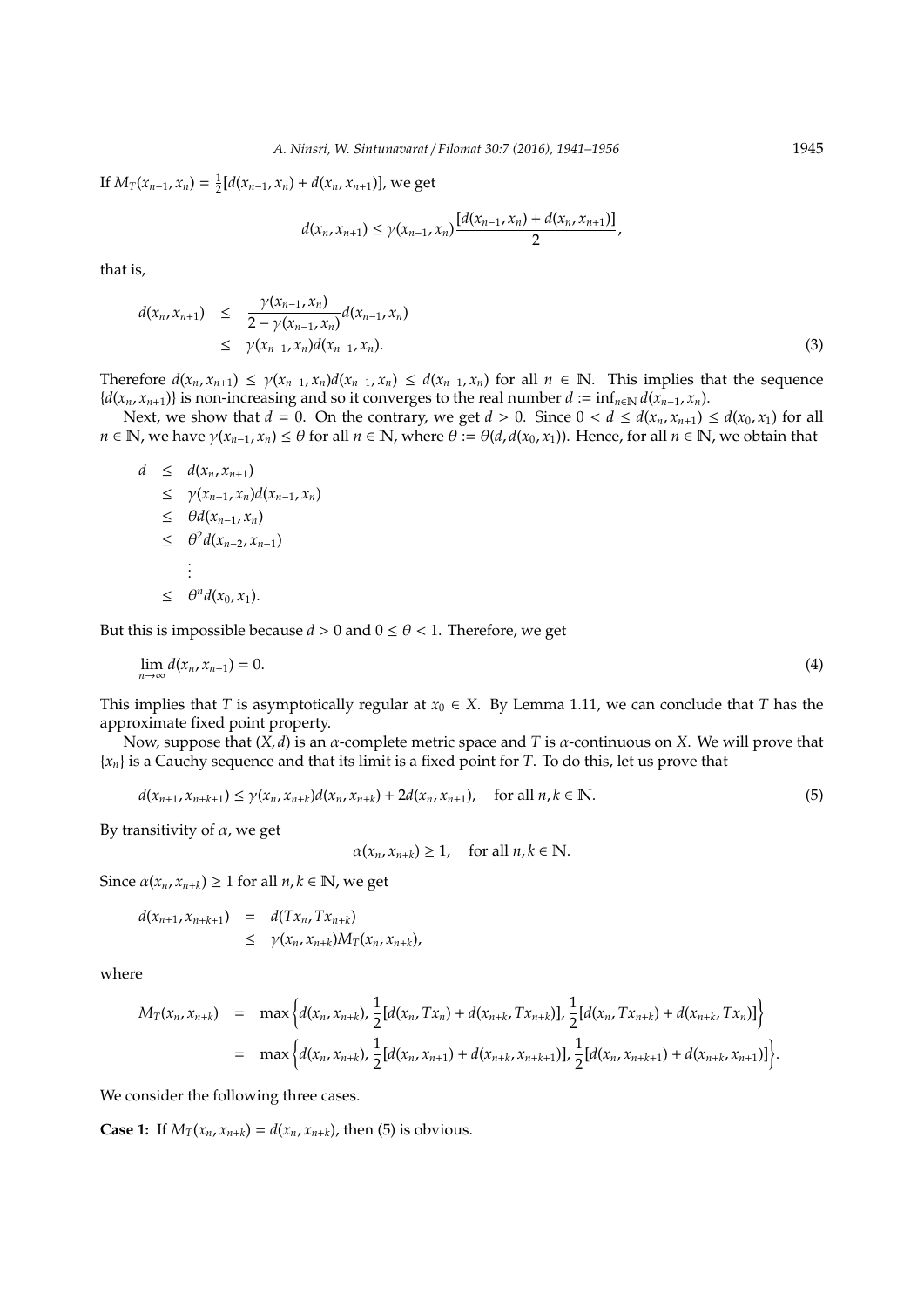If $M_T(x_{n-1}, x_n) = \frac{1}{2}[d(x_{n-1}, x_n) + d(x_n, x_{n+1})]$, we get

$$d(x_n, x_{n+1}) \leq \gamma(x_{n-1}, x_n)\frac{[d(x_{n-1}, x_n) + d(x_n, x_{n+1})]}{2},$$

that is,

$$\begin{aligned} d(x_n, x_{n+1}) &\leq \frac{\gamma(x_{n-1}, x_n)}{2 - \gamma(x_{n-1}, x_n)} d(x_{n-1}, x_n) \\ &\leq \gamma(x_{n-1}, x_n) d(x_{n-1}, x_n). \end{aligned} \tag{3}$$

Therefore $d(x_n, x_{n+1}) \leq \gamma(x_{n-1}, x_n)d(x_{n-1}, x_n) \leq d(x_{n-1}, x_n)$ for all $n \in \mathbb{N}$. This implies that the sequence $\{d(x_n, x_{n+1})\}$ is non-increasing and so it converges to the real number $d := \inf_{n\in\mathbb{N}} d(x_{n-1}, x_n)$.

Next, we show that $d = 0$. On the contrary, we get $d > 0$. Since $0 < d \leq d(x_n, x_{n+1}) \leq d(x_0, x_1)$ for all $n \in \mathbb{N}$, we have $\gamma(x_{n-1}, x_n) \leq \theta$ for all $n \in \mathbb{N}$, where $\theta := \theta(d, d(x_0, x_1))$. Hence, for all $n \in \mathbb{N}$, we obtain that

$$\begin{aligned} d &\leq d(x_n, x_{n+1}) \\ &\leq \gamma(x_{n-1}, x_n)d(x_{n-1}, x_n) \\ &\leq \theta d(x_{n-1}, x_n) \\ &\leq \theta^2 d(x_{n-2}, x_{n-1}) \\ &\;\;\vdots \\ &\leq \theta^n d(x_0, x_1). \end{aligned}$$

But this is impossible because $d > 0$ and $0 \leq \theta < 1$. Therefore, we get

$$\lim_{n\to\infty} d(x_n, x_{n+1}) = 0. \tag{4}$$

This implies that $T$ is asymptotically regular at $x_0 \in X$. By Lemma 1.11, we can conclude that $T$ has the approximate fixed point property.

Now, suppose that $(X, d)$ is an $\alpha$-complete metric space and $T$ is $\alpha$-continuous on $X$. We will prove that $\{x_n\}$ is a Cauchy sequence and that its limit is a fixed point for $T$. To do this, let us prove that

$$d(x_{n+1}, x_{n+k+1}) \leq \gamma(x_n, x_{n+k})d(x_n, x_{n+k}) + 2d(x_n, x_{n+1}), \quad \text{for all } n, k \in \mathbb{N}. \tag{5}$$

By transitivity of $\alpha$, we get

$$\alpha(x_n, x_{n+k}) \geq 1, \quad \text{for all } n, k \in \mathbb{N}.$$

Since $\alpha(x_n, x_{n+k}) \geq 1$ for all $n, k \in \mathbb{N}$, we get

$$\begin{aligned} d(x_{n+1}, x_{n+k+1}) &= d(Tx_n, Tx_{n+k}) \\ &\leq \gamma(x_n, x_{n+k})M_T(x_n, x_{n+k}), \end{aligned}$$

where

$$\begin{aligned} M_T(x_n, x_{n+k}) &= \max\left\{d(x_n, x_{n+k}), \frac{1}{2}[d(x_n, Tx_n) + d(x_{n+k}, Tx_{n+k})], \frac{1}{2}[d(x_n, Tx_{n+k}) + d(x_{n+k}, Tx_n)]\right\} \\ &= \max\left\{d(x_n, x_{n+k}), \frac{1}{2}[d(x_n, x_{n+1}) + d(x_{n+k}, x_{n+k+1})], \frac{1}{2}[d(x_n, x_{n+k+1}) + d(x_{n+k}, x_{n+1})]\right\}. \end{aligned}$$

We consider the following three cases.

**Case 1:** If $M_T(x_n, x_{n+k}) = d(x_n, x_{n+k})$, then (5) is obvious.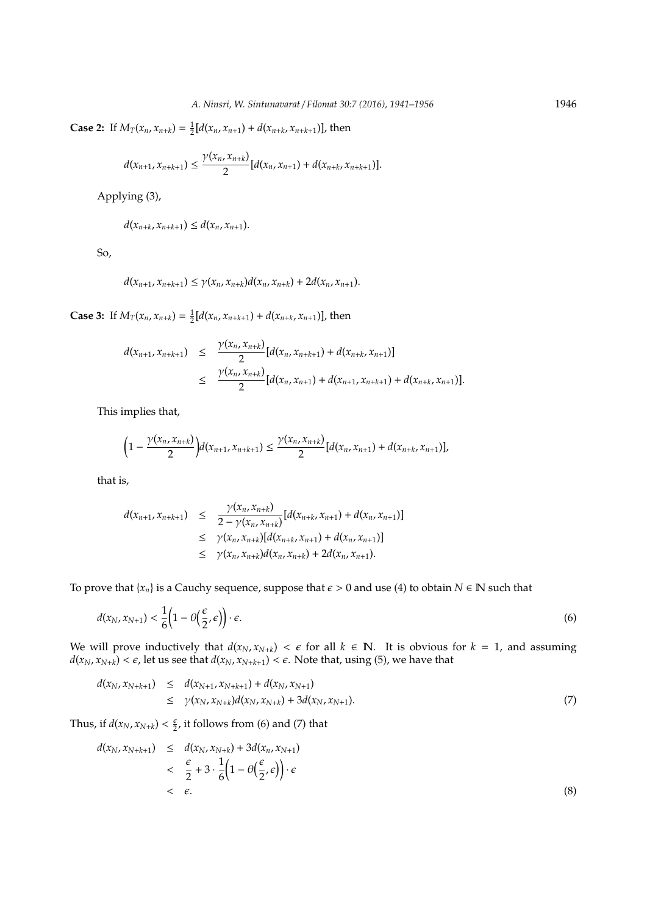**Case 2:** If $M_T(x_n, x_{n+k}) = \frac{1}{2}[d(x_n, x_{n+1}) + d(x_{n+k}, x_{n+k+1})]$, then

$$d(x_{n+1}, x_{n+k+1}) \leq \frac{\gamma(x_n, x_{n+k})}{2}[d(x_n, x_{n+1}) + d(x_{n+k}, x_{n+k+1})].$$

Applying (3),

$$d(x_{n+k}, x_{n+k+1}) \leq d(x_n, x_{n+1}).$$

So,

$$d(x_{n+1}, x_{n+k+1}) \leq \gamma(x_n, x_{n+k})d(x_n, x_{n+k}) + 2d(x_n, x_{n+1}).$$

**Case 3:** If $M_T(x_n, x_{n+k}) = \frac{1}{2}[d(x_n, x_{n+k+1}) + d(x_{n+k}, x_{n+1})]$, then

$$\begin{aligned}
d(x_{n+1}, x_{n+k+1}) &\leq \frac{\gamma(x_n, x_{n+k})}{2}[d(x_n, x_{n+k+1}) + d(x_{n+k}, x_{n+1})] \\
&\leq \frac{\gamma(x_n, x_{n+k})}{2}[d(x_n, x_{n+1}) + d(x_{n+1}, x_{n+k+1}) + d(x_{n+k}, x_{n+1})].
\end{aligned}$$

This implies that,

$$\left(1 - \frac{\gamma(x_n, x_{n+k})}{2}\right)d(x_{n+1}, x_{n+k+1}) \leq \frac{\gamma(x_n, x_{n+k})}{2}[d(x_n, x_{n+1}) + d(x_{n+k}, x_{n+1})],$$

that is,

$$\begin{aligned}
d(x_{n+1}, x_{n+k+1}) &\leq \frac{\gamma(x_n, x_{n+k})}{2 - \gamma(x_n, x_{n+k})}[d(x_{n+k}, x_{n+1}) + d(x_n, x_{n+1})] \\
&\leq \gamma(x_n, x_{n+k})[d(x_{n+k}, x_{n+1}) + d(x_n, x_{n+1})] \\
&\leq \gamma(x_n, x_{n+k})d(x_n, x_{n+k}) + 2d(x_n, x_{n+1}).
\end{aligned}$$

To prove that $\{x_n\}$ is a Cauchy sequence, suppose that $\epsilon > 0$ and use (4) to obtain $N \in \mathbb{N}$ such that

$$d(x_N, x_{N+1}) < \frac{1}{6}\left(1 - \theta\left(\frac{\epsilon}{2}, \epsilon\right)\right) \cdot \epsilon. \tag{6}$$

We will prove inductively that $d(x_N, x_{N+k}) < \epsilon$ for all $k \in \mathbb{N}$. It is obvious for $k = 1$, and assuming $d(x_N, x_{N+k}) < \epsilon$, let us see that $d(x_N, x_{N+k+1}) < \epsilon$. Note that, using (5), we have that

$$\begin{aligned}
d(x_N, x_{N+k+1}) &\leq d(x_{N+1}, x_{N+k+1}) + d(x_N, x_{N+1}) \\
&\leq \gamma(x_N, x_{N+k})d(x_N, x_{N+k}) + 3d(x_N, x_{N+1}).
\end{aligned} \tag{7}$$

Thus, if $d(x_N, x_{N+k}) < \frac{\epsilon}{2}$, it follows from (6) and (7) that

$$\begin{aligned}
d(x_N, x_{N+k+1}) &\leq d(x_N, x_{N+k}) + 3d(x_n, x_{N+1}) \\
&< \frac{\epsilon}{2} + 3 \cdot \frac{1}{6}\left(1 - \theta\left(\frac{\epsilon}{2}, \epsilon\right)\right) \cdot \epsilon \\
&< \epsilon.
\end{aligned} \tag{8}$$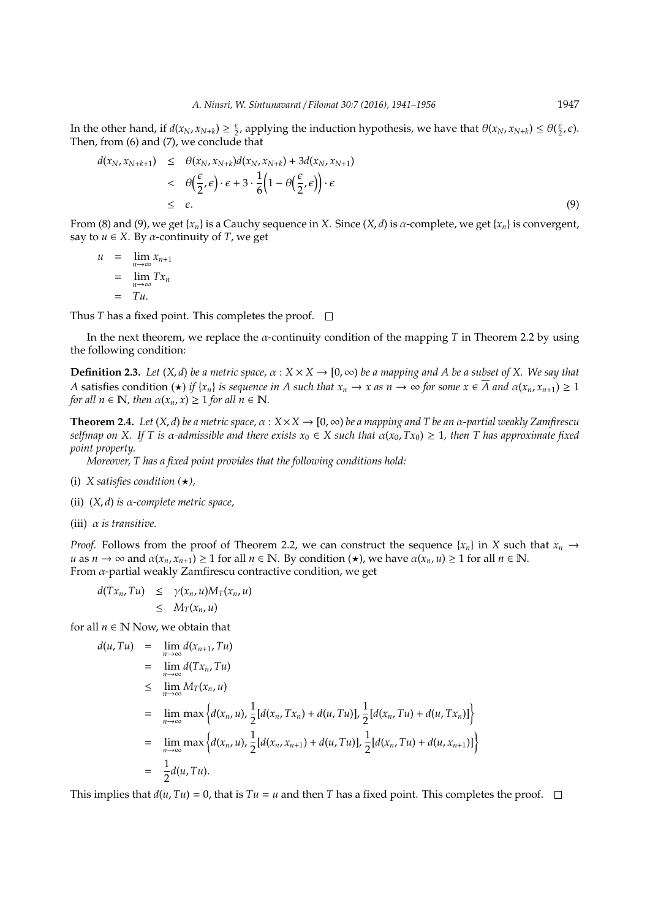In the other hand, if $d(x_N, x_{N+k}) \geq \frac{\epsilon}{2}$, applying the induction hypothesis, we have that $\theta(x_N, x_{N+k}) \leq \theta(\frac{\epsilon}{2}, \epsilon)$. Then, from (6) and (7), we conclude that

$$
\begin{aligned}
d(x_N, x_{N+k+1}) &\leq \theta(x_N, x_{N+k}) d(x_N, x_{N+k}) + 3d(x_N, x_{N+1}) \\
&< \theta\Big(\frac{\epsilon}{2}, \epsilon\Big) \cdot \epsilon + 3 \cdot \frac{1}{6}\Big(1 - \theta\Big(\frac{\epsilon}{2}, \epsilon\Big)\Big) \cdot \epsilon \\
&\leq \epsilon. \qquad (9)
\end{aligned}
$$

From (8) and (9), we get $\{x_n\}$ is a Cauchy sequence in $X$. Since $(X, d)$ is $\alpha$-complete, we get $\{x_n\}$ is convergent, say to $u \in X$. By $\alpha$-continuity of $T$, we get

$$
\begin{aligned}
u &= \lim_{n\to\infty} x_{n+1} \\
&= \lim_{n\to\infty} Tx_n \\
&= Tu.
\end{aligned}
$$

Thus $T$ has a fixed point. This completes the proof. □

In the next theorem, we replace the $\alpha$-continuity condition of the mapping $T$ in Theorem 2.2 by using the following condition:

**Definition 2.3.** *Let $(X, d)$ be a metric space, $\alpha : X \times X \to [0, \infty)$ be a mapping and $A$ be a subset of $X$. We say that $A$* satisfies condition ($\star$) *if $\{x_n\}$ is sequence in $A$ such that $x_n \to x$ as $n \to \infty$ for some $x \in \overline{A}$ and $\alpha(x_n, x_{n+1}) \geq 1$ for all $n \in \mathbb{N}$, then $\alpha(x_n, x) \geq 1$ for all $n \in \mathbb{N}$.*

**Theorem 2.4.** *Let $(X, d)$ be a metric space, $\alpha : X \times X \to [0, \infty)$ be a mapping and $T$ be an $\alpha$-partial weakly Zamfirescu selfmap on $X$. If $T$ is $\alpha$-admissible and there exists $x_0 \in X$ such that $\alpha(x_0, Tx_0) \geq 1$, then $T$ has approximate fixed point property.*

*Moreover, $T$ has a fixed point provides that the following conditions hold:*

(i) *$X$ satisfies condition ($\star$),*

(ii) *$(X, d)$ is $\alpha$-complete metric space,*

(iii) *$\alpha$ is transitive.*

*Proof.* Follows from the proof of Theorem 2.2, we can construct the sequence $\{x_n\}$ in $X$ such that $x_n \to u$ as $n \to \infty$ and $\alpha(x_n, x_{n+1}) \geq 1$ for all $n \in \mathbb{N}$. By condition ($\star$), we have $\alpha(x_n, u) \geq 1$ for all $n \in \mathbb{N}$.
From $\alpha$-partial weakly Zamfirescu contractive condition, we get

$$
\begin{aligned}
d(Tx_n, Tu) &\leq \gamma(x_n, u) M_T(x_n, u) \\
&\leq M_T(x_n, u)
\end{aligned}
$$

for all $n \in \mathbb{N}$ Now, we obtain that

$$
\begin{aligned}
d(u, Tu) &= \lim_{n\to\infty} d(x_{n+1}, Tu) \\
&= \lim_{n\to\infty} d(Tx_n, Tu) \\
&\leq \lim_{n\to\infty} M_T(x_n, u) \\
&= \lim_{n\to\infty} \max\Big\{d(x_n, u), \frac{1}{2}[d(x_n, Tx_n) + d(u, Tu)], \frac{1}{2}[d(x_n, Tu) + d(u, Tx_n)]\Big\} \\
&= \lim_{n\to\infty} \max\Big\{d(x_n, u), \frac{1}{2}[d(x_n, x_{n+1}) + d(u, Tu)], \frac{1}{2}[d(x_n, Tu) + d(u, x_{n+1})]\Big\} \\
&= \frac{1}{2} d(u, Tu).
\end{aligned}
$$

This implies that $d(u, Tu) = 0$, that is $Tu = u$ and then $T$ has a fixed point. This completes the proof. □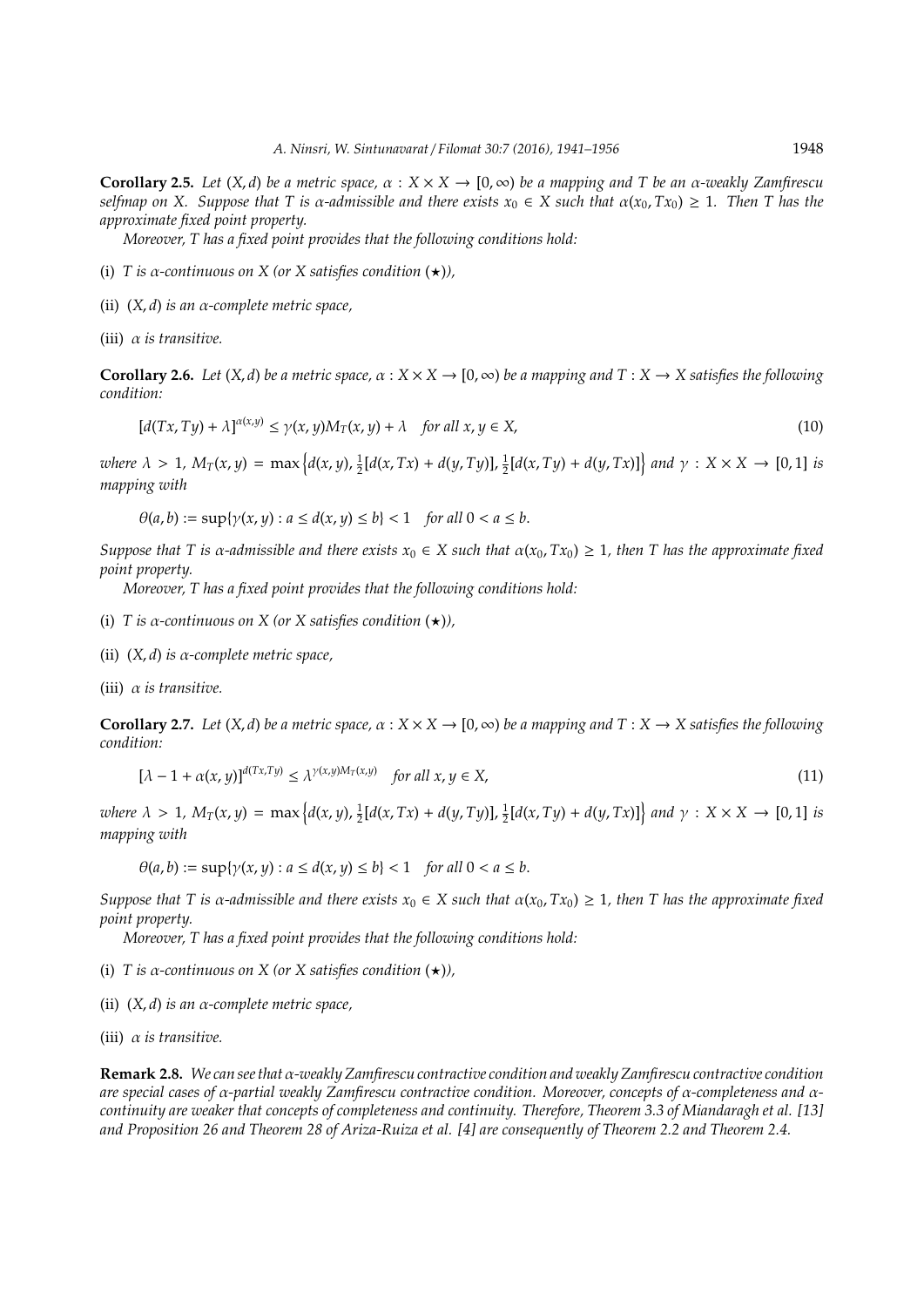**Corollary 2.5.** *Let $(X, d)$ be a metric space, $\alpha : X \times X \to [0, \infty)$ be a mapping and $T$ be an $\alpha$-weakly Zamfirescu selfmap on $X$. Suppose that $T$ is $\alpha$-admissible and there exists $x_0 \in X$ such that $\alpha(x_0, Tx_0) \geq 1$. Then $T$ has the approximate fixed point property.*

*Moreover, $T$ has a fixed point provides that the following conditions hold:*

(i) *$T$ is $\alpha$-continuous on $X$ (or $X$ satisfies condition $(\star)$),*

(ii) *$(X, d)$ is an $\alpha$-complete metric space,*

(iii) *$\alpha$ is transitive.*

**Corollary 2.6.** *Let $(X, d)$ be a metric space, $\alpha : X \times X \to [0, \infty)$ be a mapping and $T : X \to X$ satisfies the following condition:*

$$[d(Tx, Ty) + \lambda]^{\alpha(x,y)} \leq \gamma(x, y) M_T(x, y) + \lambda \quad \text{for all } x, y \in X, \tag{10}$$

*where $\lambda > 1$, $M_T(x, y) = \max\left\{d(x, y), \frac{1}{2}[d(x, Tx) + d(y, Ty)], \frac{1}{2}[d(x, Ty) + d(y, Tx)]\right\}$ and $\gamma : X \times X \to [0, 1]$ is mapping with*

$$\theta(a, b) := \sup\{\gamma(x, y) : a \leq d(x, y) \leq b\} < 1 \quad \text{for all } 0 < a \leq b.$$

*Suppose that $T$ is $\alpha$-admissible and there exists $x_0 \in X$ such that $\alpha(x_0, Tx_0) \geq 1$, then $T$ has the approximate fixed point property.*

*Moreover, $T$ has a fixed point provides that the following conditions hold:*

(i) *$T$ is $\alpha$-continuous on $X$ (or $X$ satisfies condition $(\star)$),*

(ii) *$(X, d)$ is $\alpha$-complete metric space,*

(iii) *$\alpha$ is transitive.*

**Corollary 2.7.** *Let $(X, d)$ be a metric space, $\alpha : X \times X \to [0, \infty)$ be a mapping and $T : X \to X$ satisfies the following condition:*

$$[\lambda - 1 + \alpha(x, y)]^{d(Tx,Ty)} \leq \lambda^{\gamma(x,y) M_T(x,y)} \quad \text{for all } x, y \in X, \tag{11}$$

*where $\lambda > 1$, $M_T(x, y) = \max\left\{d(x, y), \frac{1}{2}[d(x, Tx) + d(y, Ty)], \frac{1}{2}[d(x, Ty) + d(y, Tx)]\right\}$ and $\gamma : X \times X \to [0, 1]$ is mapping with*

$$\theta(a, b) := \sup\{\gamma(x, y) : a \leq d(x, y) \leq b\} < 1 \quad \text{for all } 0 < a \leq b.$$

*Suppose that $T$ is $\alpha$-admissible and there exists $x_0 \in X$ such that $\alpha(x_0, Tx_0) \geq 1$, then $T$ has the approximate fixed point property.*

*Moreover, $T$ has a fixed point provides that the following conditions hold:*

(i) *$T$ is $\alpha$-continuous on $X$ (or $X$ satisfies condition $(\star)$),*

(ii) *$(X, d)$ is an $\alpha$-complete metric space,*

(iii) *$\alpha$ is transitive.*

**Remark 2.8.** *We can see that $\alpha$-weakly Zamfirescu contractive condition and weakly Zamfirescu contractive condition are special cases of $\alpha$-partial weakly Zamfirescu contractive condition. Moreover, concepts of $\alpha$-completeness and $\alpha$-continuity are weaker that concepts of completeness and continuity. Therefore, Theorem 3.3 of Miandaragh et al. [13] and Proposition 26 and Theorem 28 of Ariza-Ruiza et al. [4] are consequently of Theorem 2.2 and Theorem 2.4.*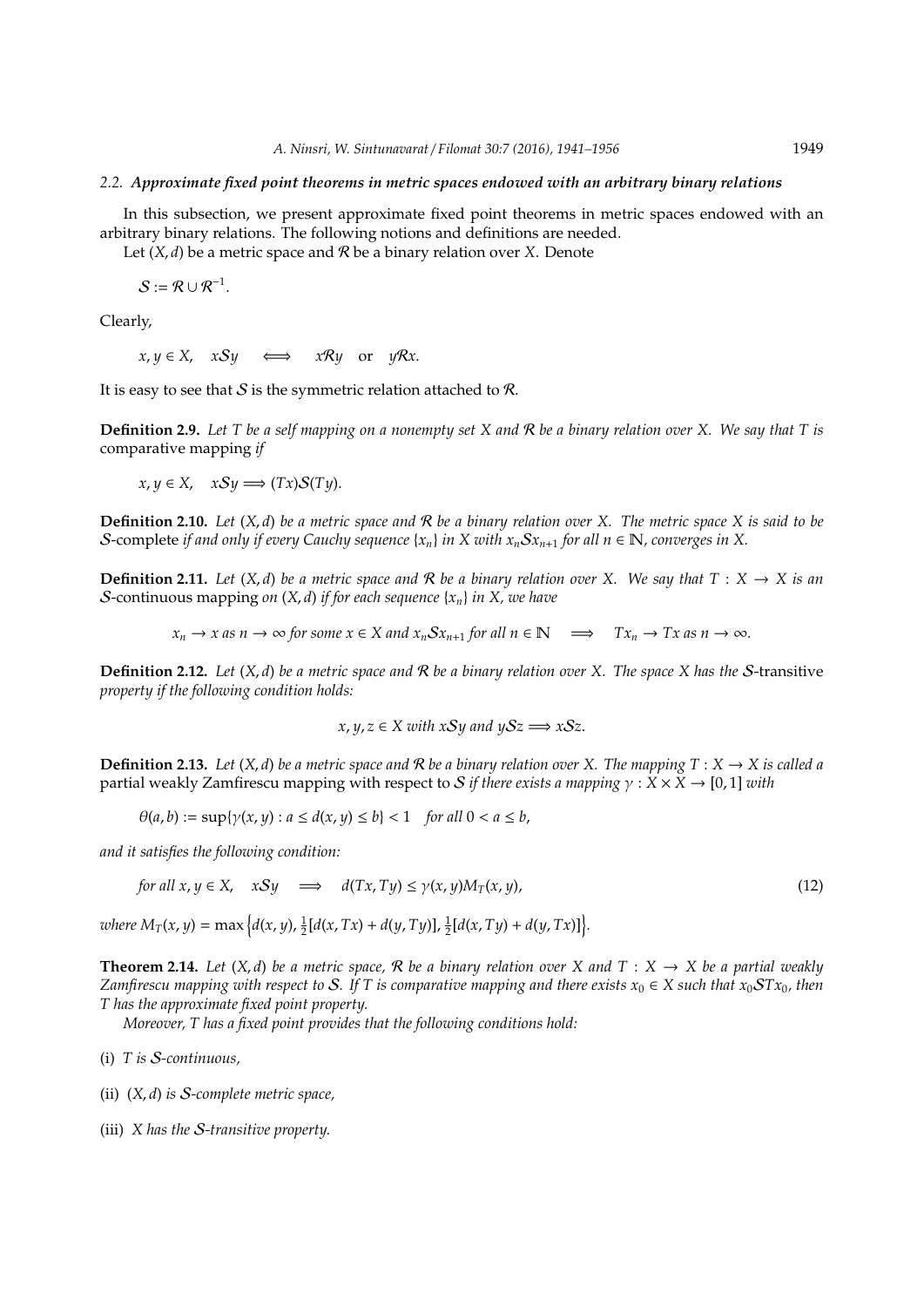### 2.2. *Approximate fixed point theorems in metric spaces endowed with an arbitrary binary relations*

In this subsection, we present approximate fixed point theorems in metric spaces endowed with an arbitrary binary relations. The following notions and definitions are needed.

Let $(X, d)$ be a metric space and $\mathcal{R}$ be a binary relation over $X$. Denote

$$\mathcal{S} := \mathcal{R} \cup \mathcal{R}^{-1}.$$

Clearly,

$$x, y \in X, \quad x\mathcal{S}y \quad \Longleftrightarrow \quad x\mathcal{R}y \quad \text{or} \quad y\mathcal{R}x.$$

It is easy to see that $\mathcal{S}$ is the symmetric relation attached to $\mathcal{R}$.

**Definition 2.9.** *Let $T$ be a self mapping on a nonempty set $X$ and $\mathcal{R}$ be a binary relation over $X$. We say that $T$ is* comparative mapping *if*

$$x, y \in X, \quad x\mathcal{S}y \Longrightarrow (Tx)\mathcal{S}(Ty).$$

**Definition 2.10.** *Let $(X, d)$ be a metric space and $\mathcal{R}$ be a binary relation over $X$. The metric space $X$ is said to be* $\mathcal{S}$-complete *if and only if every Cauchy sequence $\{x_n\}$ in $X$ with $x_n\mathcal{S}x_{n+1}$ for all $n \in \mathbb{N}$, converges in $X$.*

**Definition 2.11.** *Let $(X, d)$ be a metric space and $\mathcal{R}$ be a binary relation over $X$. We say that $T : X \to X$ is an* $\mathcal{S}$-continuous mapping *on $(X, d)$ if for each sequence $\{x_n\}$ in $X$, we have*

$$x_n \to x \text{ as } n \to \infty \text{ for some } x \in X \text{ and } x_n\mathcal{S}x_{n+1} \text{ for all } n \in \mathbb{N} \quad \Longrightarrow \quad Tx_n \to Tx \text{ as } n \to \infty.$$

**Definition 2.12.** *Let $(X, d)$ be a metric space and $\mathcal{R}$ be a binary relation over $X$. The space $X$ has the* $\mathcal{S}$-transitive *property if the following condition holds:*

$$x, y, z \in X \text{ with } x\mathcal{S}y \text{ and } y\mathcal{S}z \Longrightarrow x\mathcal{S}z.$$

**Definition 2.13.** *Let $(X, d)$ be a metric space and $\mathcal{R}$ be a binary relation over $X$. The mapping $T : X \to X$ is called a* partial weakly Zamfirescu mapping with respect to $\mathcal{S}$ *if there exists a mapping $\gamma : X \times X \to [0, 1]$ with*

$$\theta(a, b) := \sup\{\gamma(x, y) : a \le d(x, y) \le b\} < 1 \quad \text{for all } 0 < a \le b,$$

*and it satisfies the following condition:*

$$\text{for all } x, y \in X, \quad x\mathcal{S}y \quad \Longrightarrow \quad d(Tx, Ty) \le \gamma(x, y)M_T(x, y), \tag{12}$$

*where* $M_T(x, y) = \max\left\{d(x, y), \frac{1}{2}[d(x, Tx) + d(y, Ty)], \frac{1}{2}[d(x, Ty) + d(y, Tx)]\right\}$.

**Theorem 2.14.** *Let $(X, d)$ be a metric space, $\mathcal{R}$ be a binary relation over $X$ and $T : X \to X$ be a partial weakly Zamfirescu mapping with respect to $\mathcal{S}$. If $T$ is comparative mapping and there exists $x_0 \in X$ such that $x_0\mathcal{S}Tx_0$, then $T$ has the approximate fixed point property.*

*Moreover, $T$ has a fixed point provides that the following conditions hold:*

- (i) *$T$ is $\mathcal{S}$-continuous,*
- (ii) *$(X, d)$ is $\mathcal{S}$-complete metric space,*
- (iii) *$X$ has the $\mathcal{S}$-transitive property.*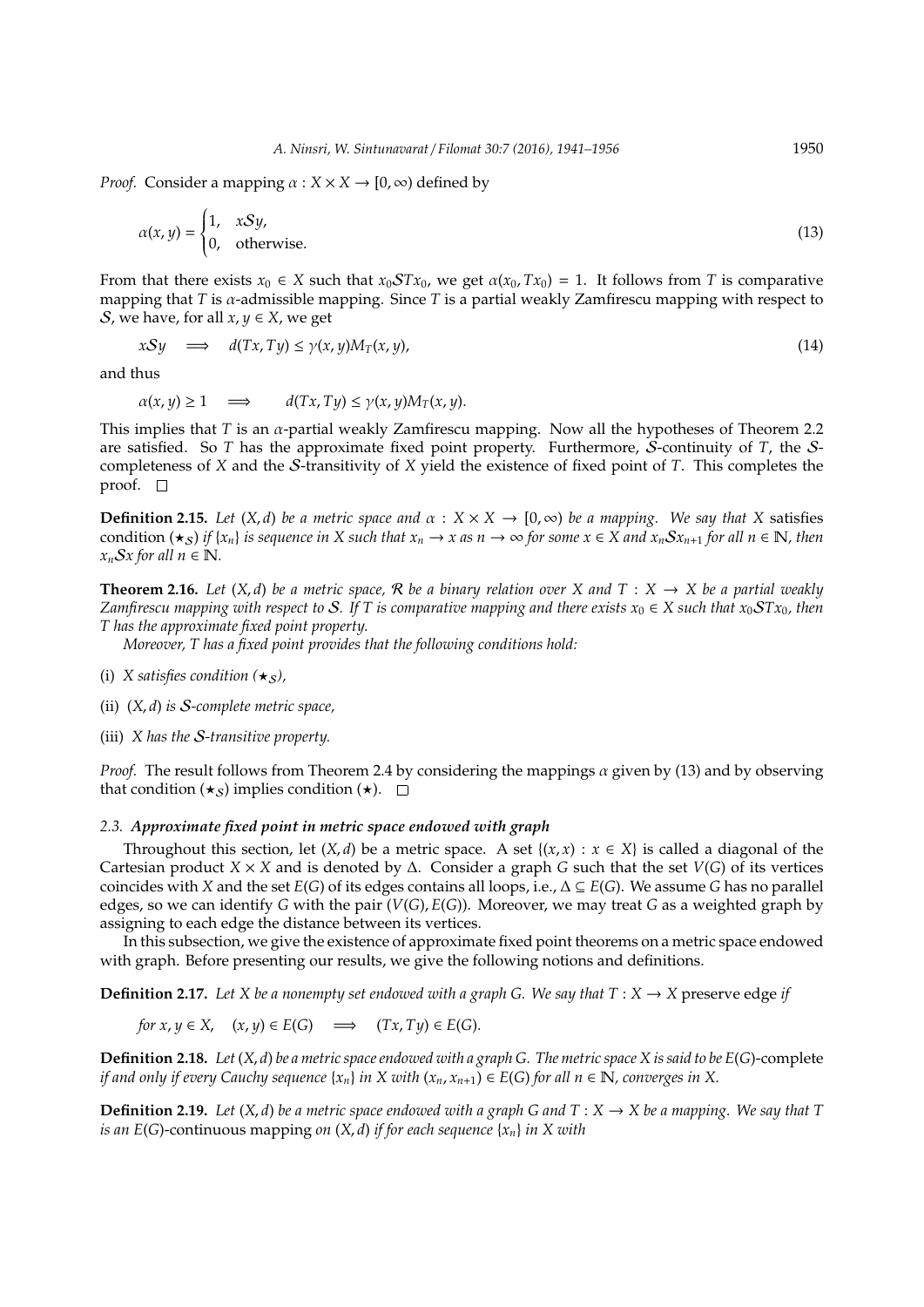*Proof.* Consider a mapping $\alpha : X \times X \to [0, \infty)$ defined by

$$\alpha(x, y) = \begin{cases} 1, & x\mathcal{S}y, \\ 0, & \text{otherwise.} \end{cases} \tag{13}$$

From that there exists $x_0 \in X$ such that $x_0\mathcal{S}Tx_0$, we get $\alpha(x_0, Tx_0) = 1$. It follows from $T$ is comparative mapping that $T$ is $\alpha$-admissible mapping. Since $T$ is a partial weakly Zamfirescu mapping with respect to $\mathcal{S}$, we have, for all $x, y \in X$, we get

$$x\mathcal{S}y \implies d(Tx, Ty) \leq \gamma(x, y)M_T(x, y), \tag{14}$$

and thus

$$\alpha(x, y) \geq 1 \implies d(Tx, Ty) \leq \gamma(x, y)M_T(x, y).$$

This implies that $T$ is an $\alpha$-partial weakly Zamfirescu mapping. Now all the hypotheses of Theorem 2.2 are satisfied. So $T$ has the approximate fixed point property. Furthermore, $\mathcal{S}$-continuity of $T$, the $\mathcal{S}$-completeness of $X$ and the $\mathcal{S}$-transitivity of $X$ yield the existence of fixed point of $T$. This completes the proof. □

**Definition 2.15.** *Let $(X, d)$ be a metric space and $\alpha : X \times X \to [0, \infty)$ be a mapping. We say that $X$* satisfies condition $(\star_{\mathcal{S}})$ *if $\{x_n\}$ is sequence in $X$ such that $x_n \to x$ as $n \to \infty$ for some $x \in X$ and $x_n\mathcal{S}x_{n+1}$ for all $n \in \mathbb{N}$, then $x_n\mathcal{S}x$ for all $n \in \mathbb{N}$.*

**Theorem 2.16.** *Let $(X, d)$ be a metric space, $\mathcal{R}$ be a binary relation over $X$ and $T : X \to X$ be a partial weakly Zamfirescu mapping with respect to $\mathcal{S}$. If $T$ is comparative mapping and there exists $x_0 \in X$ such that $x_0\mathcal{S}Tx_0$, then $T$ has the approximate fixed point property.*

*Moreover, $T$ has a fixed point provides that the following conditions hold:*

- (i) *$X$ satisfies condition $(\star_{\mathcal{S}})$,*
- (ii) *$(X, d)$ is $\mathcal{S}$-complete metric space,*
- (iii) *$X$ has the $\mathcal{S}$-transitive property.*

*Proof.* The result follows from Theorem 2.4 by considering the mappings $\alpha$ given by (13) and by observing that condition $(\star_{\mathcal{S}})$ implies condition $(\star)$. □

### 2.3. *Approximate fixed point in metric space endowed with graph*

Throughout this section, let $(X, d)$ be a metric space. A set $\{(x, x) : x \in X\}$ is called a diagonal of the Cartesian product $X \times X$ and is denoted by $\Delta$. Consider a graph $G$ such that the set $V(G)$ of its vertices coincides with $X$ and the set $E(G)$ of its edges contains all loops, i.e., $\Delta \subseteq E(G)$. We assume $G$ has no parallel edges, so we can identify $G$ with the pair $(V(G), E(G))$. Moreover, we may treat $G$ as a weighted graph by assigning to each edge the distance between its vertices.

In this subsection, we give the existence of approximate fixed point theorems on a metric space endowed with graph. Before presenting our results, we give the following notions and definitions.

**Definition 2.17.** *Let $X$ be a nonempty set endowed with a graph $G$. We say that $T : X \to X$* preserve edge *if*

$$\text{for } x, y \in X, \quad (x, y) \in E(G) \implies (Tx, Ty) \in E(G).$$

**Definition 2.18.** *Let $(X, d)$ be a metric space endowed with a graph $G$. The metric space $X$ is said to be* $E(G)$-complete *if and only if every Cauchy sequence $\{x_n\}$ in $X$ with $(x_n, x_{n+1}) \in E(G)$ for all $n \in \mathbb{N}$, converges in $X$.*

**Definition 2.19.** *Let $(X, d)$ be a metric space endowed with a graph $G$ and $T : X \to X$ be a mapping. We say that $T$ is an* $E(G)$-continuous mapping *on $(X, d)$ if for each sequence $\{x_n\}$ in $X$ with*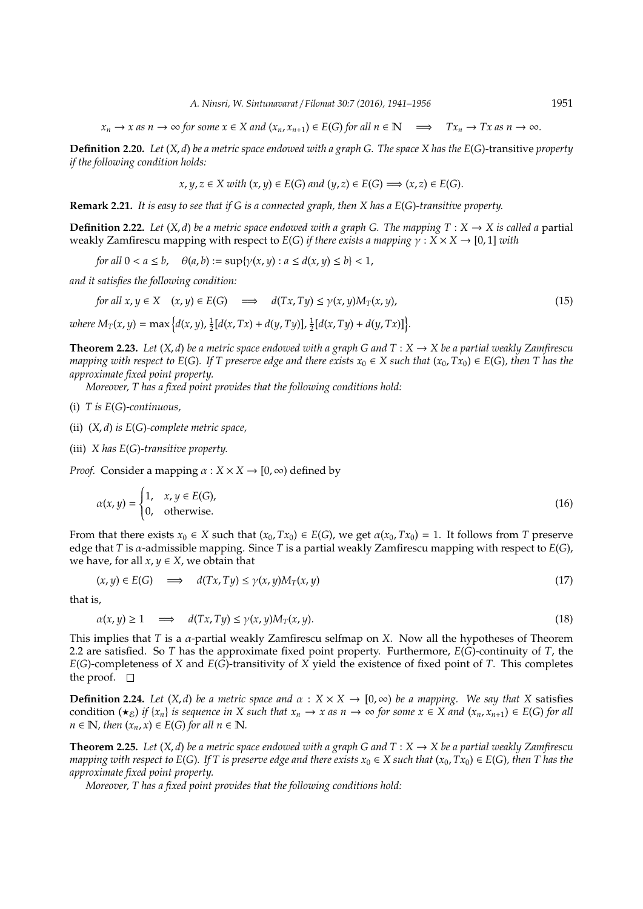$$x_n \to x \text{ as } n \to \infty \text{ for some } x \in X \text{ and } (x_n, x_{n+1}) \in E(G) \text{ for all } n \in \mathbb{N} \quad \Longrightarrow \quad Tx_n \to Tx \text{ as } n \to \infty.$$

**Definition 2.20.** *Let $(X, d)$ be a metric space endowed with a graph $G$. The space $X$ has the $E(G)$-*transitive *property if the following condition holds:*

$$x, y, z \in X \text{ with } (x, y) \in E(G) \text{ and } (y, z) \in E(G) \Longrightarrow (x, z) \in E(G).$$

**Remark 2.21.** *It is easy to see that if $G$ is a connected graph, then $X$ has a $E(G)$-transitive property.*

**Definition 2.22.** *Let $(X, d)$ be a metric space endowed with a graph $G$. The mapping $T : X \to X$ is called a* partial weakly Zamfirescu mapping with respect to $E(G)$ *if there exists a mapping $\gamma : X \times X \to [0, 1]$ with*

$$\text{for all } 0 < a \leq b, \quad \theta(a, b) := \sup\{\gamma(x, y) : a \leq d(x, y) \leq b\} < 1,$$

*and it satisfies the following condition:*

$$\text{for all } x, y \in X \quad (x, y) \in E(G) \quad \Longrightarrow \quad d(Tx, Ty) \leq \gamma(x, y) M_T(x, y), \tag{15}$$

*where $M_T(x, y) = \max\left\{d(x, y), \frac{1}{2}[d(x, Tx) + d(y, Ty)], \frac{1}{2}[d(x, Ty) + d(y, Tx)]\right\}$.*

**Theorem 2.23.** *Let $(X, d)$ be a metric space endowed with a graph $G$ and $T : X \to X$ be a partial weakly Zamfirescu mapping with respect to $E(G)$. If $T$ preserve edge and there exists $x_0 \in X$ such that $(x_0, Tx_0) \in E(G)$, then $T$ has the approximate fixed point property.*

*Moreover, $T$ has a fixed point provides that the following conditions hold:*

(i) *$T$ is $E(G)$-continuous,*

(ii) *$(X, d)$ is $E(G)$-complete metric space,*

(iii) *$X$ has $E(G)$-transitive property.*

*Proof.* Consider a mapping $\alpha : X \times X \to [0, \infty)$ defined by

$$\alpha(x, y) = \begin{cases} 1, & x, y \in E(G), \\ 0, & \text{otherwise.} \end{cases} \tag{16}$$

From that there exists $x_0 \in X$ such that $(x_0, Tx_0) \in E(G)$, we get $\alpha(x_0, Tx_0) = 1$. It follows from $T$ preserve edge that $T$ is $\alpha$-admissible mapping. Since $T$ is a partial weakly Zamfirescu mapping with respect to $E(G)$, we have, for all $x, y \in X$, we obtain that

$$(x, y) \in E(G) \quad \Longrightarrow \quad d(Tx, Ty) \leq \gamma(x, y) M_T(x, y) \tag{17}$$

that is,

$$\alpha(x, y) \geq 1 \quad \Longrightarrow \quad d(Tx, Ty) \leq \gamma(x, y) M_T(x, y). \tag{18}$$

This implies that $T$ is a $\alpha$-partial weakly Zamfirescu selfmap on $X$. Now all the hypotheses of Theorem 2.2 are satisfied. So $T$ has the approximate fixed point property. Furthermore, $E(G)$-continuity of $T$, the $E(G)$-completeness of $X$ and $E(G)$-transitivity of $X$ yield the existence of fixed point of $T$. This completes the proof. $\square$

**Definition 2.24.** *Let $(X, d)$ be a metric space and $\alpha : X \times X \to [0, \infty)$ be a mapping. We say that $X$* satisfies condition $(\star_{\mathcal{E}})$ *if $\{x_n\}$ is sequence in $X$ such that $x_n \to x$ as $n \to \infty$ for some $x \in X$ and $(x_n, x_{n+1}) \in E(G)$ for all $n \in \mathbb{N}$, then $(x_n, x) \in E(G)$ for all $n \in \mathbb{N}$.*

**Theorem 2.25.** *Let $(X, d)$ be a metric space endowed with a graph $G$ and $T : X \to X$ be a partial weakly Zamfirescu mapping with respect to $E(G)$. If $T$ is preserve edge and there exists $x_0 \in X$ such that $(x_0, Tx_0) \in E(G)$, then $T$ has the approximate fixed point property.*

*Moreover, $T$ has a fixed point provides that the following conditions hold:*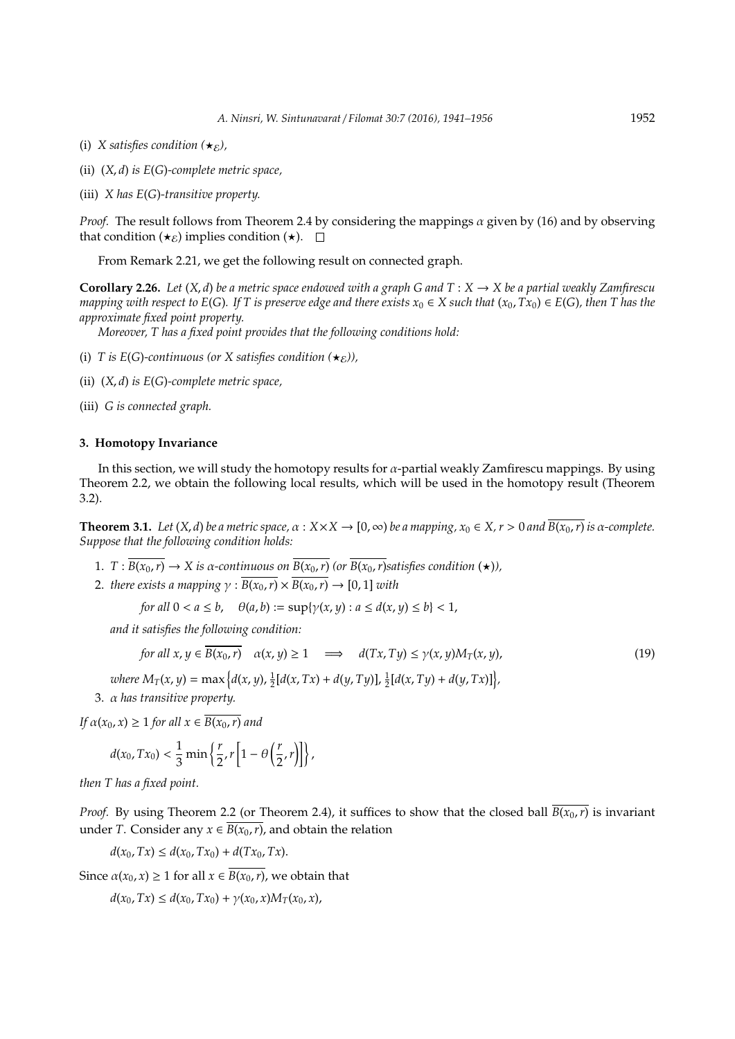(i) *$X$ satisfies condition $(\star_{\mathcal{E}})$,*

(ii) *$(X,d)$ is $E(G)$-complete metric space,*

(iii) *$X$ has $E(G)$-transitive property.*

*Proof.* The result follows from Theorem 2.4 by considering the mappings $\alpha$ given by (16) and by observing that condition $(\star_{\mathcal{E}})$ implies condition $(\star)$. □

From Remark 2.21, we get the following result on connected graph.

**Corollary 2.26.** *Let $(X,d)$ be a metric space endowed with a graph $G$ and $T : X \to X$ be a partial weakly Zamfirescu mapping with respect to $E(G)$. If $T$ is preserve edge and there exists $x_0 \in X$ such that $(x_0, Tx_0) \in E(G)$, then $T$ has the approximate fixed point property.*

*Moreover, $T$ has a fixed point provides that the following conditions hold:*

(i) *$T$ is $E(G)$-continuous (or $X$ satisfies condition $(\star_{\mathcal{E}})$),*

(ii) *$(X,d)$ is $E(G)$-complete metric space,*

(iii) *$G$ is connected graph.*

## 3. Homotopy Invariance

In this section, we will study the homotopy results for $\alpha$-partial weakly Zamfirescu mappings. By using Theorem 2.2, we obtain the following local results, which will be used in the homotopy result (Theorem 3.2).

**Theorem 3.1.** *Let $(X,d)$ be a metric space, $\alpha : X \times X \to [0,\infty)$ be a mapping, $x_0 \in X$, $r > 0$ and $\overline{B(x_0,r)}$ is $\alpha$-complete. Suppose that the following condition holds:*

1. *$T : \overline{B(x_0,r)} \to X$ is $\alpha$-continuous on $\overline{B(x_0,r)}$ (or $\overline{B(x_0,r)}$ satisfies condition $(\star)$),*
2. *there exists a mapping $\gamma : \overline{B(x_0,r)} \times \overline{B(x_0,r)} \to [0,1]$ with*

$$\text{for all } 0 < a \leq b, \quad \theta(a,b) := \sup\{\gamma(x,y) : a \leq d(x,y) \leq b\} < 1,$$

*and it satisfies the following condition:*

$$\text{for all } x,y \in \overline{B(x_0,r)} \quad \alpha(x,y) \geq 1 \quad \Longrightarrow \quad d(Tx,Ty) \leq \gamma(x,y) M_T(x,y), \tag{19}$$

*where $M_T(x,y) = \max\left\{d(x,y), \frac{1}{2}[d(x,Tx) + d(y,Ty)], \frac{1}{2}[d(x,Ty) + d(y,Tx)]\right\}$,*

3. *$\alpha$ has transitive property.*

*If $\alpha(x_0,x) \geq 1$ for all $x \in \overline{B(x_0,r)}$ and*

$$d(x_0,Tx_0) < \frac{1}{3}\min\left\{\frac{r}{2}, r\left[1 - \theta\left(\frac{r}{2}, r\right)\right]\right\},$$

*then $T$ has a fixed point.*

*Proof.* By using Theorem 2.2 (or Theorem 2.4), it suffices to show that the closed ball $\overline{B(x_0,r)}$ is invariant under $T$. Consider any $x \in \overline{B(x_0,r)}$, and obtain the relation

$$d(x_0,Tx) \leq d(x_0,Tx_0) + d(Tx_0,Tx).$$

Since $\alpha(x_0,x) \geq 1$ for all $x \in \overline{B(x_0,r)}$, we obtain that

$$d(x_0,Tx) \leq d(x_0,Tx_0) + \gamma(x_0,x)M_T(x_0,x),$$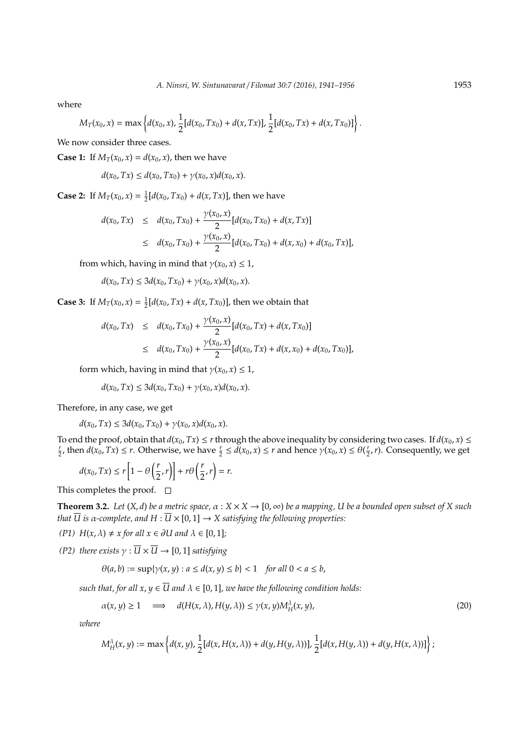where

$$M_T(x_0, x) = \max\left\{d(x_0, x), \frac{1}{2}[d(x_0, Tx_0) + d(x, Tx)], \frac{1}{2}[d(x_0, Tx) + d(x, Tx_0)]\right\}.$$

We now consider three cases.

**Case 1:** If $M_T(x_0, x) = d(x_0, x)$, then we have

$$d(x_0, Tx) \leq d(x_0, Tx_0) + \gamma(x_0, x)d(x_0, x).$$

**Case 2:** If $M_T(x_0, x) = \frac{1}{2}[d(x_0, Tx_0) + d(x, Tx)]$, then we have

$$\begin{aligned} d(x_0, Tx) &\leq d(x_0, Tx_0) + \frac{\gamma(x_0, x)}{2}[d(x_0, Tx_0) + d(x, Tx)] \\ &\leq d(x_0, Tx_0) + \frac{\gamma(x_0, x)}{2}[d(x_0, Tx_0) + d(x, x_0) + d(x_0, Tx)], \end{aligned}$$

from which, having in mind that $\gamma(x_0, x) \leq 1$,

$$d(x_0, Tx) \leq 3d(x_0, Tx_0) + \gamma(x_0, x)d(x_0, x).$$

**Case 3:** If $M_T(x_0, x) = \frac{1}{2}[d(x_0, Tx) + d(x, Tx_0)]$, then we obtain that

$$\begin{aligned} d(x_0, Tx) &\leq d(x_0, Tx_0) + \frac{\gamma(x_0, x)}{2}[d(x_0, Tx) + d(x, Tx_0)] \\ &\leq d(x_0, Tx_0) + \frac{\gamma(x_0, x)}{2}[d(x_0, Tx) + d(x, x_0) + d(x_0, Tx_0)], \end{aligned}$$

form which, having in mind that $\gamma(x_0, x) \leq 1$,

$$d(x_0, Tx) \leq 3d(x_0, Tx_0) + \gamma(x_0, x)d(x_0, x).$$

Therefore, in any case, we get

$$d(x_0, Tx) \leq 3d(x_0, Tx_0) + \gamma(x_0, x)d(x_0, x).$$

To end the proof, obtain that $d(x_0, Tx) \leq r$ through the above inequality by considering two cases. If $d(x_0, x) \leq \frac{r}{2}$, then $d(x_0, Tx) \leq r$. Otherwise, we have $\frac{r}{2} \leq d(x_0, x) \leq r$ and hence $\gamma(x_0, x) \leq \theta(\frac{r}{2}, r)$. Consequently, we get

$$d(x_0, Tx) \leq r\left[1 - \theta\left(\frac{r}{2}, r\right)\right] + r\theta\left(\frac{r}{2}, r\right) = r.$$

This completes the proof. □

**Theorem 3.2.** *Let $(X, d)$ be a metric space, $\alpha : X \times X \to [0, \infty)$ be a mapping, $U$ be a bounded open subset of $X$ such that $\overline{U}$ is $\alpha$-complete, and $H : \overline{U} \times [0, 1] \to X$ satisfying the following properties:*

*(P1) $H(x, \lambda) \neq x$ for all $x \in \partial U$ and $\lambda \in [0, 1]$;*

*(P2) there exists $\gamma : \overline{U} \times \overline{U} \to [0, 1]$ satisfying*

$$\theta(a, b) := \sup\{\gamma(x, y) : a \leq d(x, y) \leq b\} < 1 \quad \textit{for all } 0 < a \leq b,$$

*such that, for all $x, y \in \overline{U}$ and $\lambda \in [0, 1]$, we have the following condition holds:*

$$\alpha(x, y) \geq 1 \quad \Longrightarrow \quad d(H(x, \lambda), H(y, \lambda)) \leq \gamma(x, y)M_H^{\lambda}(x, y), \tag{20}$$

*where*

$$M_H^{\lambda}(x, y) := \max\left\{d(x, y), \frac{1}{2}[d(x, H(x, \lambda)) + d(y, H(y, \lambda))], \frac{1}{2}[d(x, H(y, \lambda)) + d(y, H(x, \lambda))]\right\};$$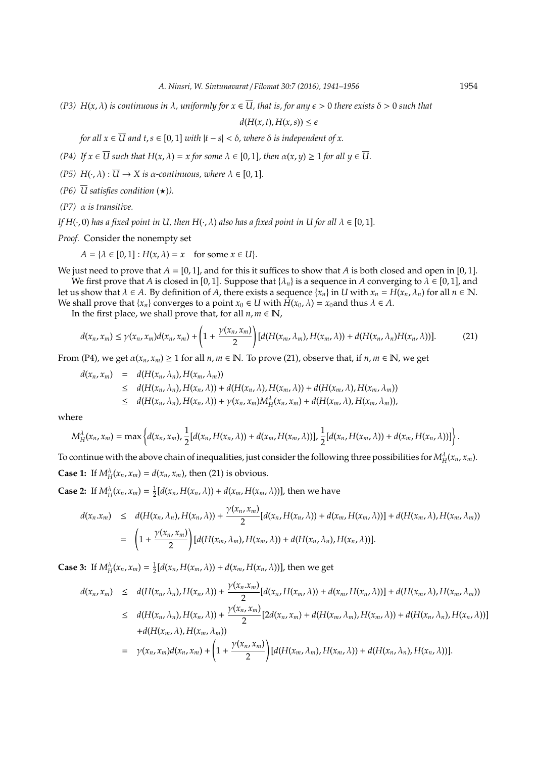*(P3)* $H(x, \lambda)$ *is continuous in* $\lambda$*, uniformly for* $x \in \overline{U}$*, that is, for any* $\epsilon > 0$ *there exists* $\delta > 0$ *such that*

$$d(H(x,t), H(x,s)) \leq \epsilon$$

*for all* $x \in \overline{U}$ *and* $t, s \in [0,1]$ *with* $|t - s| < \delta$*, where* $\delta$ *is independent of* $x$*.*

*(P4) If* $x \in \overline{U}$ *such that* $H(x, \lambda) = x$ *for some* $\lambda \in [0,1]$*, then* $\alpha(x, y) \geq 1$ *for all* $y \in \overline{U}$*.*

*(P5)* $H(\cdot, \lambda) : \overline{U} \to X$ *is* $\alpha$*-continuous, where* $\lambda \in [0,1]$*.*

*(P6)* $\overline{U}$ *satisfies condition* $(\star)$*).*

*(P7)* $\alpha$ *is transitive.*

*If* $H(\cdot, 0)$ *has a fixed point in* $U$*, then* $H(\cdot, \lambda)$ *also has a fixed point in* $U$ *for all* $\lambda \in [0,1]$*.*

*Proof.* Consider the nonempty set

$$A = \{\lambda \in [0,1] : H(x, \lambda) = x \quad \text{for some } x \in U\}.$$

We just need to prove that $A = [0,1]$, and for this it suffices to show that $A$ is both closed and open in $[0,1]$.

We first prove that $A$ is closed in $[0,1]$. Suppose that $\{\lambda_n\}$ is a sequence in $A$ converging to $\lambda \in [0,1]$, and let us show that $\lambda \in A$. By definition of $A$, there exists a sequence $\{x_n\}$ in $U$ with $x_n = H(x_n, \lambda_n)$ for all $n \in \mathbb{N}$. We shall prove that $\{x_n\}$ converges to a point $x_0 \in U$ with $H(x_0, \lambda) = x_0$and thus $\lambda \in A$.

In the first place, we shall prove that, for all $n, m \in \mathbb{N}$,

$$d(x_n, x_m) \leq \gamma(x_n, x_m) d(x_n, x_m) + \left(1 + \frac{\gamma(x_n, x_m)}{2}\right)[d(H(x_m, \lambda_m), H(x_m, \lambda)) + d(H(x_n, \lambda_n) H(x_n, \lambda))]. \tag{21}$$

From (P4), we get $\alpha(x_n, x_m) \geq 1$ for all $n, m \in \mathbb{N}$. To prove (21), observe that, if $n, m \in \mathbb{N}$, we get

$$\begin{aligned}
d(x_n, x_m) &= d(H(x_n, \lambda_n), H(x_m, \lambda_m)) \\
&\leq d(H(x_n, \lambda_n), H(x_n, \lambda)) + d(H(x_n, \lambda), H(x_m, \lambda)) + d(H(x_m, \lambda), H(x_m, \lambda_m)) \\
&\leq d(H(x_n, \lambda_n), H(x_n, \lambda)) + \gamma(x_n, x_m) M_H^{\lambda}(x_n, x_m) + d(H(x_m, \lambda), H(x_m, \lambda_m)),
\end{aligned}$$

where

$$M_H^{\lambda}(x_n, x_m) = \max\left\{d(x_n, x_m), \frac{1}{2}[d(x_n, H(x_n, \lambda)) + d(x_m, H(x_m, \lambda))], \frac{1}{2}[d(x_n, H(x_m, \lambda)) + d(x_m, H(x_n, \lambda))]\right\}.$$

To continue with the above chain of inequalities, just consider the following three possibilities for $M_H^{\lambda}(x_n, x_m)$.

**Case 1:** If $M_H^{\lambda}(x_n, x_m) = d(x_n, x_m)$, then (21) is obvious.

**Case 2:** If $M_H^{\lambda}(x_n, x_m) = \frac{1}{2}[d(x_n, H(x_n, \lambda)) + d(x_m, H(x_m, \lambda))]$, then we have

$$\begin{aligned}
d(x_n . x_m) &\leq d(H(x_n, \lambda_n), H(x_n, \lambda)) + \frac{\gamma(x_n, x_m)}{2}[d(x_n, H(x_n, \lambda)) + d(x_m, H(x_m, \lambda))] + d(H(x_m, \lambda), H(x_m, \lambda_m)) \\
&= \left(1 + \frac{\gamma(x_n, x_m)}{2}\right)[d(H(x_m, \lambda_m), H(x_m, \lambda)) + d(H(x_n, \lambda_n), H(x_n, \lambda))].
\end{aligned}$$

**Case 3:** If $M_H^{\lambda}(x_n, x_m) = \frac{1}{2}[d(x_n, H(x_m, \lambda)) + d(x_m, H(x_n, \lambda))]$, then we get

$$\begin{aligned}
d(x_n, x_m) &\leq d(H(x_n, \lambda_n), H(x_n, \lambda)) + \frac{\gamma(x_n . x_m)}{2}[d(x_n, H(x_m, \lambda)) + d(x_m, H(x_n, \lambda))] + d(H(x_m, \lambda), H(x_m, \lambda_m)) \\
&\leq d(H(x_n, \lambda_n), H(x_n, \lambda)) + \frac{\gamma(x_n, x_m)}{2}[2d(x_n, x_m) + d(H(x_m, \lambda_m), H(x_m, \lambda)) + d(H(x_n, \lambda_n), H(x_n, \lambda))] \\
&\quad + d(H(x_m, \lambda), H(x_m, \lambda_m)) \\
&= \gamma(x_n, x_m) d(x_n, x_m) + \left(1 + \frac{\gamma(x_n, x_m)}{2}\right)[d(H(x_m, \lambda_m), H(x_m, \lambda)) + d(H(x_n, \lambda_n), H(x_n, \lambda))].
\end{aligned}$$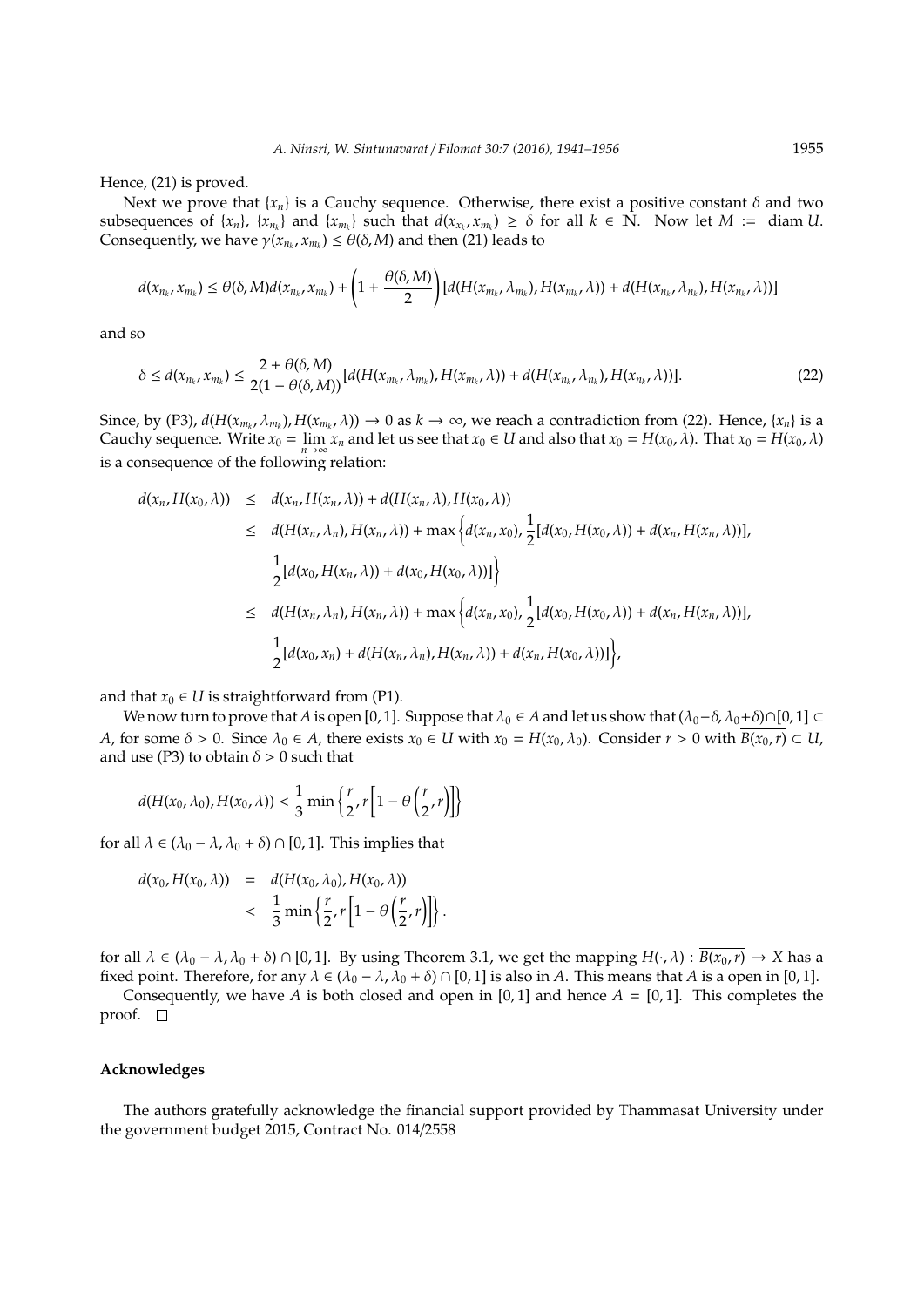Hence, (21) is proved.

Next we prove that $\{x_n\}$ is a Cauchy sequence. Otherwise, there exist a positive constant $\delta$ and two subsequences of $\{x_n\}$, $\{x_{n_k}\}$ and $\{x_{m_k}\}$ such that $d(x_{x_k}, x_{m_k}) \geq \delta$ for all $k \in \mathbb{N}$. Now let $M :=$ diam $U$. Consequently, we have $\gamma(x_{n_k}, x_{m_k}) \leq \theta(\delta, M)$ and then (21) leads to

$$d(x_{n_k}, x_{m_k}) \leq \theta(\delta, M) d(x_{n_k}, x_{m_k}) + \left(1 + \frac{\theta(\delta, M)}{2}\right)[d(H(x_{m_k}, \lambda_{m_k}), H(x_{m_k}, \lambda)) + d(H(x_{n_k}, \lambda_{n_k}), H(x_{n_k}, \lambda))]$$

and so

$$\delta \leq d(x_{n_k}, x_{m_k}) \leq \frac{2 + \theta(\delta, M)}{2(1 - \theta(\delta, M))}[d(H(x_{m_k}, \lambda_{m_k}), H(x_{m_k}, \lambda)) + d(H(x_{n_k}, \lambda_{n_k}), H(x_{n_k}, \lambda))]. \tag{22}$$

Since, by (P3), $d(H(x_{m_k}, \lambda_{m_k}), H(x_{m_k}, \lambda)) \to 0$ as $k \to \infty$, we reach a contradiction from (22). Hence, $\{x_n\}$ is a Cauchy sequence. Write $x_0 = \lim_{n\to\infty} x_n$ and let us see that $x_0 \in U$ and also that $x_0 = H(x_0, \lambda)$. That $x_0 = H(x_0, \lambda)$ is a consequence of the following relation:

$$\begin{aligned}
d(x_n, H(x_0, \lambda)) &\leq d(x_n, H(x_n, \lambda)) + d(H(x_n, \lambda), H(x_0, \lambda)) \\
&\leq d(H(x_n, \lambda_n), H(x_n, \lambda)) + \max\Big\{d(x_n, x_0), \frac{1}{2}[d(x_0, H(x_0, \lambda)) + d(x_n, H(x_n, \lambda))], \\
&\quad \frac{1}{2}[d(x_0, H(x_n, \lambda)) + d(x_0, H(x_0, \lambda))]\Big\} \\
&\leq d(H(x_n, \lambda_n), H(x_n, \lambda)) + \max\Big\{d(x_n, x_0), \frac{1}{2}[d(x_0, H(x_0, \lambda)) + d(x_n, H(x_n, \lambda))], \\
&\quad \frac{1}{2}[d(x_0, x_n) + d(H(x_n, \lambda_n), H(x_n, \lambda)) + d(x_n, H(x_0, \lambda))]\Big\},
\end{aligned}$$

and that $x_0 \in U$ is straightforward from (P1).

We now turn to prove that $A$ is open $[0, 1]$. Suppose that $\lambda_0 \in A$ and let us show that $(\lambda_0 - \delta, \lambda_0 + \delta) \cap [0, 1] \subset A$, for some $\delta > 0$. Since $\lambda_0 \in A$, there exists $x_0 \in U$ with $x_0 = H(x_0, \lambda_0)$. Consider $r > 0$ with $\overline{B(x_0, r)} \subset U$, and use (P3) to obtain $\delta > 0$ such that

$$d(H(x_0, \lambda_0), H(x_0, \lambda)) < \frac{1}{3}\min\left\{\frac{r}{2}, r\left[1 - \theta\left(\frac{r}{2}, r\right)\right]\right\}$$

for all $\lambda \in (\lambda_0 - \lambda, \lambda_0 + \delta) \cap [0, 1]$. This implies that

$$\begin{aligned}
d(x_0, H(x_0, \lambda)) &= d(H(x_0, \lambda_0), H(x_0, \lambda)) \\
&< \frac{1}{3}\min\left\{\frac{r}{2}, r\left[1 - \theta\left(\frac{r}{2}, r\right)\right]\right\}.
\end{aligned}$$

for all $\lambda \in (\lambda_0 - \lambda, \lambda_0 + \delta) \cap [0, 1]$. By using Theorem 3.1, we get the mapping $H(\cdot, \lambda) : \overline{B(x_0, r)} \to X$ has a fixed point. Therefore, for any $\lambda \in (\lambda_0 - \lambda, \lambda_0 + \delta) \cap [0, 1]$ is also in $A$. This means that $A$ is a open in $[0, 1]$.

Consequently, we have $A$ is both closed and open in $[0, 1]$ and hence $A = [0, 1]$. This completes the proof. □

### Acknowledges

The authors gratefully acknowledge the financial support provided by Thammasat University under the government budget 2015, Contract No. 014/2558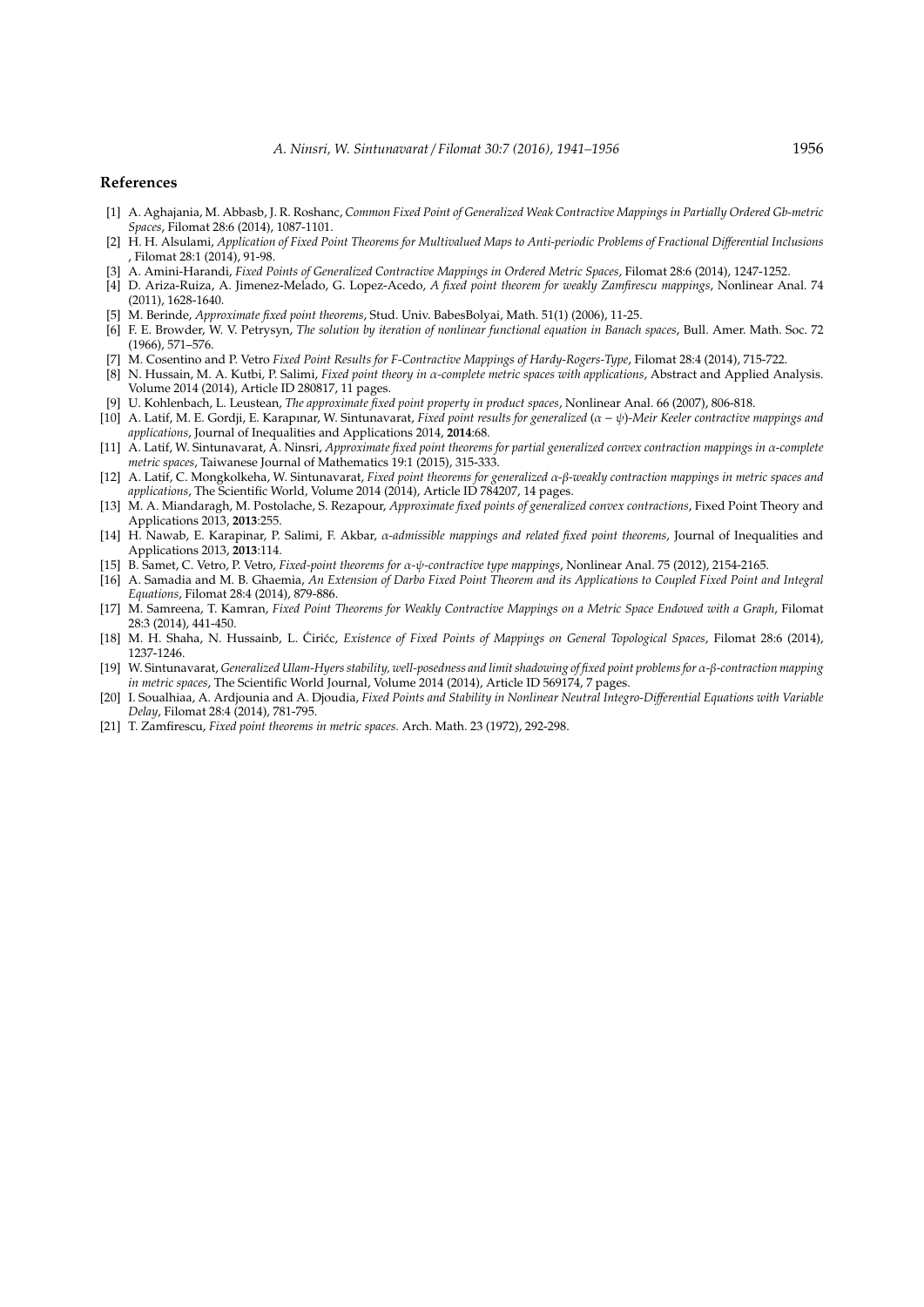## References

[1] A. Aghajania, M. Abbasb, J. R. Roshanc, *Common Fixed Point of Generalized Weak Contractive Mappings in Partially Ordered Gb-metric Spaces*, Filomat 28:6 (2014), 1087-1101.

[2] H. H. Alsulami, *Application of Fixed Point Theorems for Multivalued Maps to Anti-periodic Problems of Fractional Differential Inclusions* , Filomat 28:1 (2014), 91-98.

[3] A. Amini-Harandi, *Fixed Points of Generalized Contractive Mappings in Ordered Metric Spaces*, Filomat 28:6 (2014), 1247-1252.

[4] D. Ariza-Ruiza, A. Jimenez-Melado, G. Lopez-Acedo, *A fixed point theorem for weakly Zamfirescu mappings*, Nonlinear Anal. 74 (2011), 1628-1640.

[5] M. Berinde, *Approximate fixed point theorems*, Stud. Univ. BabesBolyai, Math. 51(1) (2006), 11-25.

[6] F. E. Browder, W. V. Petrysyn, *The solution by iteration of nonlinear functional equation in Banach spaces*, Bull. Amer. Math. Soc. 72 (1966), 571–576.

[7] M. Cosentino and P. Vetro *Fixed Point Results for F-Contractive Mappings of Hardy-Rogers-Type*, Filomat 28:4 (2014), 715-722.

[8] N. Hussain, M. A. Kutbi, P. Salimi, *Fixed point theory in $\alpha$-complete metric spaces with applications*, Abstract and Applied Analysis. Volume 2014 (2014), Article ID 280817, 11 pages.

[9] U. Kohlenbach, L. Leustean, *The approximate fixed point property in product spaces*, Nonlinear Anal. 66 (2007), 806-818.

[10] A. Latif, M. E. Gordji, E. Karapınar, W. Sintunavarat, *Fixed point results for generalized $(\alpha - \psi)$-Meir Keeler contractive mappings and applications*, Journal of Inequalities and Applications 2014, **2014**:68.

[11] A. Latif, W. Sintunavarat, A. Ninsri, *Approximate fixed point theorems for partial generalized convex contraction mappings in $\alpha$-complete metric spaces*, Taiwanese Journal of Mathematics 19:1 (2015), 315-333.

[12] A. Latif, C. Mongkolkeha, W. Sintunavarat, *Fixed point theorems for generalized $\alpha$-$\beta$-weakly contraction mappings in metric spaces and applications*, The Scientific World, Volume 2014 (2014), Article ID 784207, 14 pages.

[13] M. A. Miandaragh, M. Postolache, S. Rezapour, *Approximate fixed points of generalized convex contractions*, Fixed Point Theory and Applications 2013, **2013**:255.

[14] H. Nawab, E. Karapinar, P. Salimi, F. Akbar, *$\alpha$-admissible mappings and related fixed point theorems*, Journal of Inequalities and Applications 2013, **2013**:114.

[15] B. Samet, C. Vetro, P. Vetro, *Fixed-point theorems for $\alpha$-$\psi$-contractive type mappings*, Nonlinear Anal. 75 (2012), 2154-2165.

[16] A. Samadia and M. B. Ghaemia, *An Extension of Darbo Fixed Point Theorem and its Applications to Coupled Fixed Point and Integral Equations*, Filomat 28:4 (2014), 879-886.

[17] M. Samreena, T. Kamran, *Fixed Point Theorems for Weakly Contractive Mappings on a Metric Space Endowed with a Graph*, Filomat 28:3 (2014), 441-450.

[18] M. H. Shaha, N. Hussainb, L. Ćirićc, *Existence of Fixed Points of Mappings on General Topological Spaces*, Filomat 28:6 (2014), 1237-1246.

[19] W. Sintunavarat, *Generalized Ulam-Hyers stability, well-posedness and limit shadowing of fixed point problems for $\alpha$-$\beta$-contraction mapping in metric spaces*, The Scientific World Journal, Volume 2014 (2014), Article ID 569174, 7 pages.

[20] I. Soualhiaa, A. Ardjounia and A. Djoudia, *Fixed Points and Stability in Nonlinear Neutral Integro-Differential Equations with Variable Delay*, Filomat 28:4 (2014), 781-795.

[21] T. Zamfirescu, *Fixed point theorems in metric spaces.* Arch. Math. 23 (1972), 292-298.